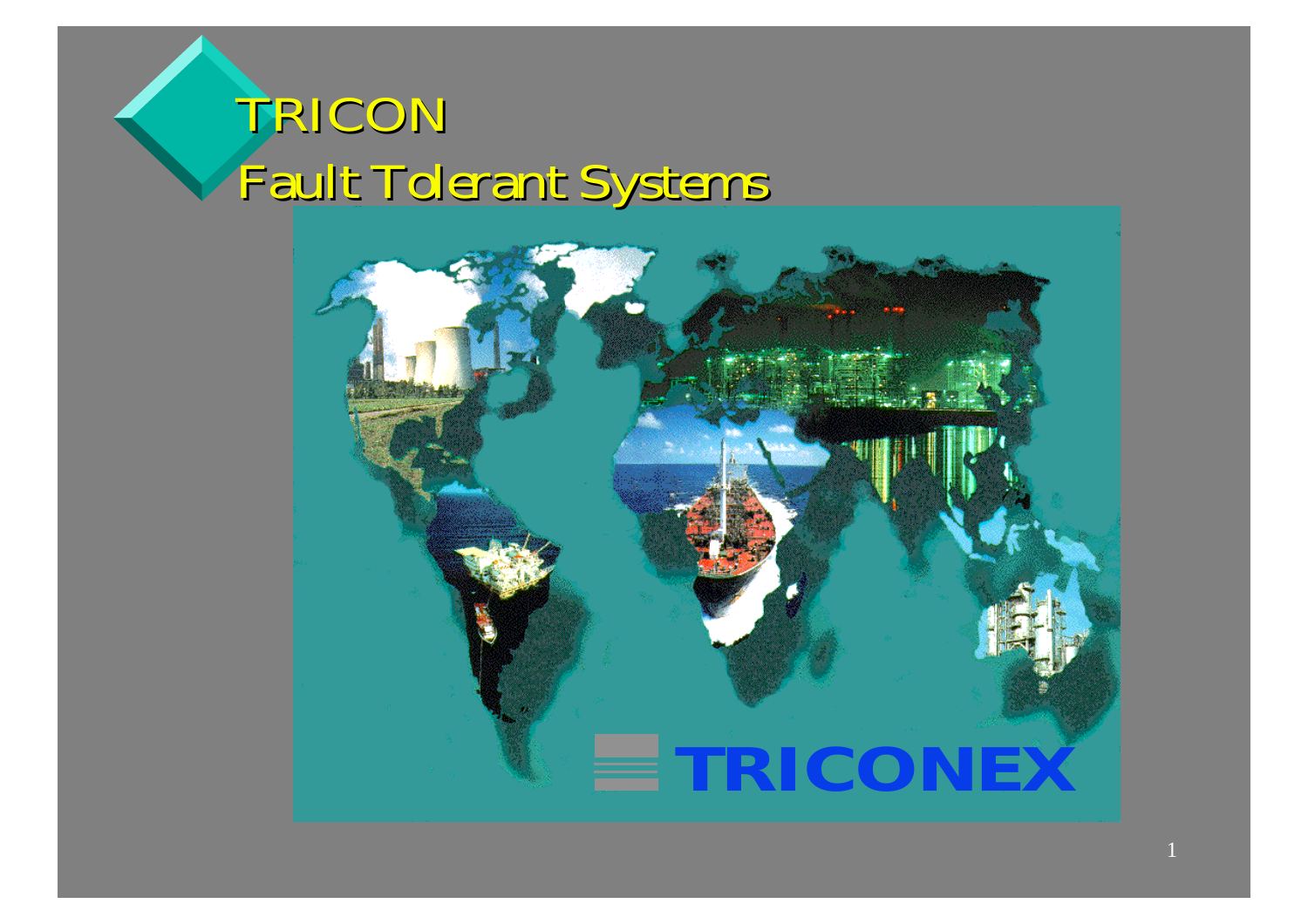# TRICON
# Fault Tolerant Systems

TRICONEX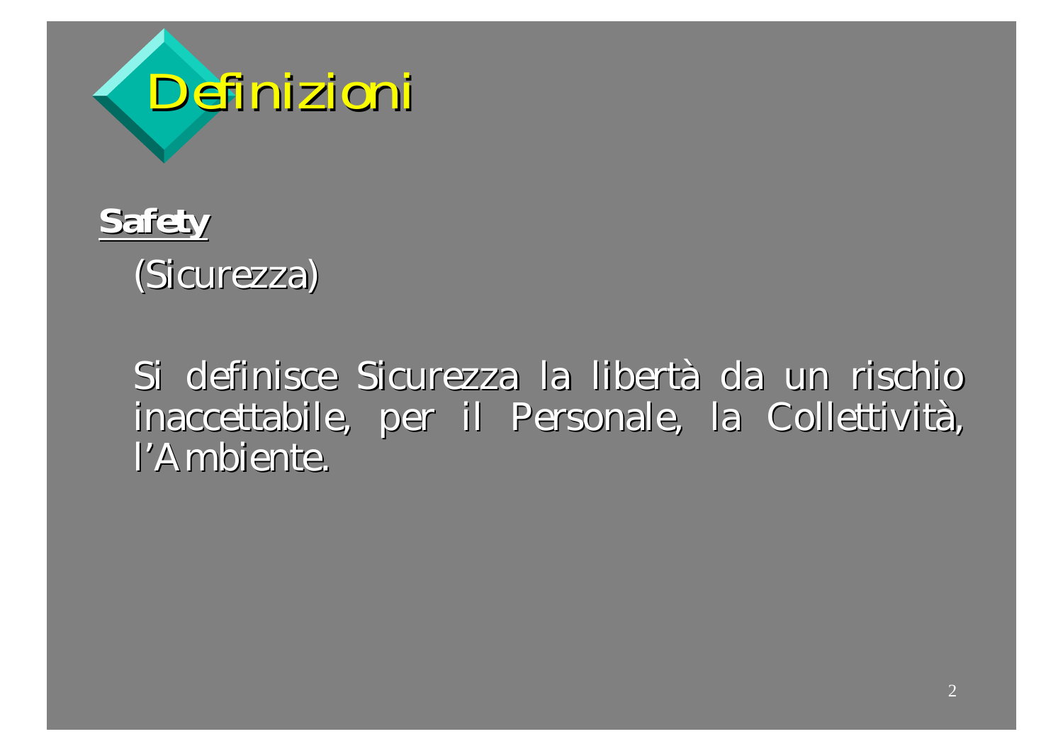# Definizioni

**<u>Safety</u>**

(Sicurezza)

Si definisce Sicurezza la libertà da un rischio inaccettabile, per il Personale, la Collettività, l'Ambiente.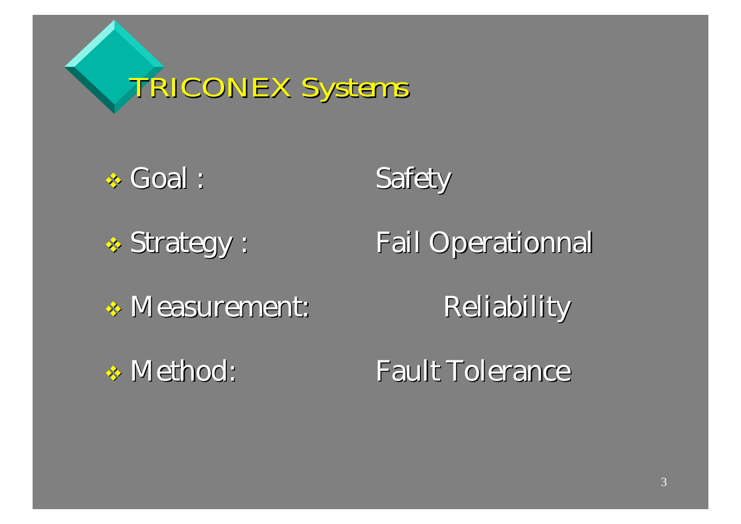# TRICONEX Systems

- Goal : Safety
- Strategy : Fail Operationnal
- Measurement: Reliability
- Method: Fault Tolerance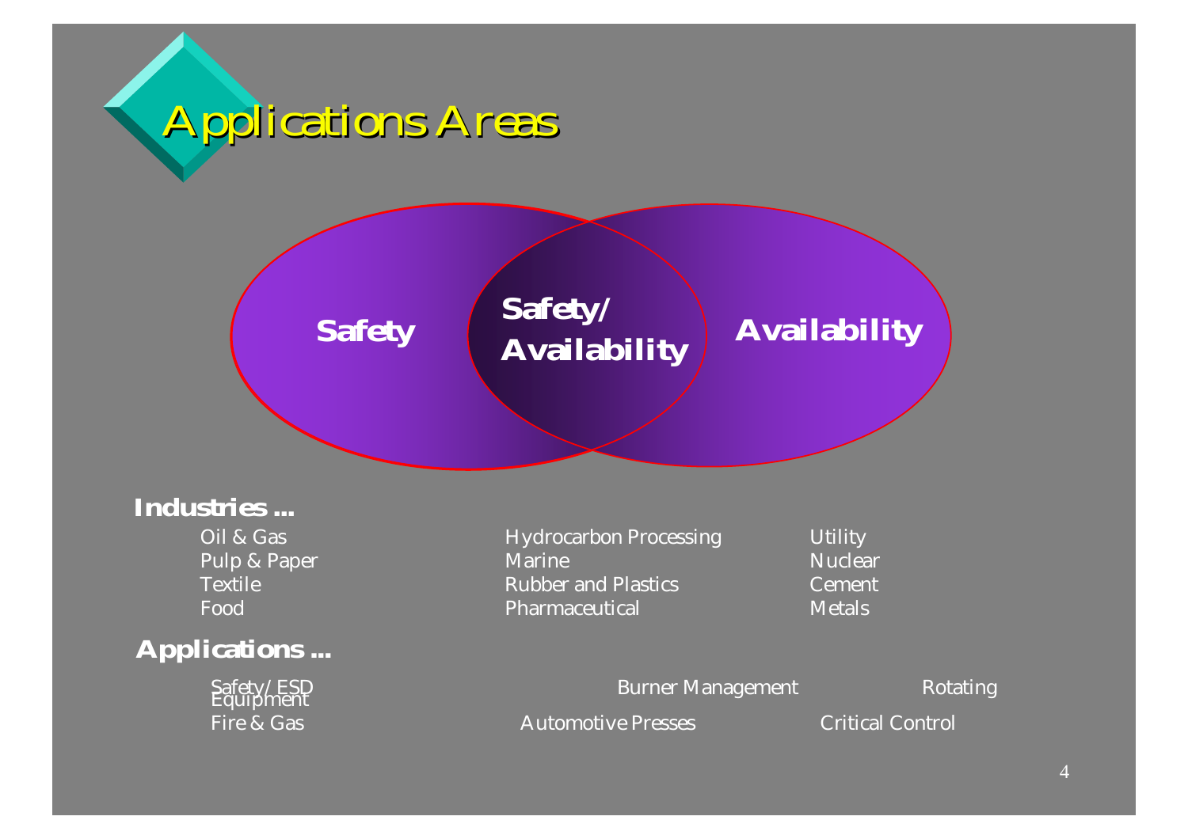# Applications Areas

Safety | Safety/ Availability | Availability

**Industries ...**

- Oil & Gas
- Pulp & Paper
- Textile
- Food
- Hydrocarbon Processing
- Marine
- Rubber and Plastics
- Pharmaceutical
- Utility
- Nuclear
- Cement
- Metals

**Applications ...**

- Safety/ESD
- Burner Management
- Rotating Equipment
- Fire & Gas
- Automotive Presses
- Critical Control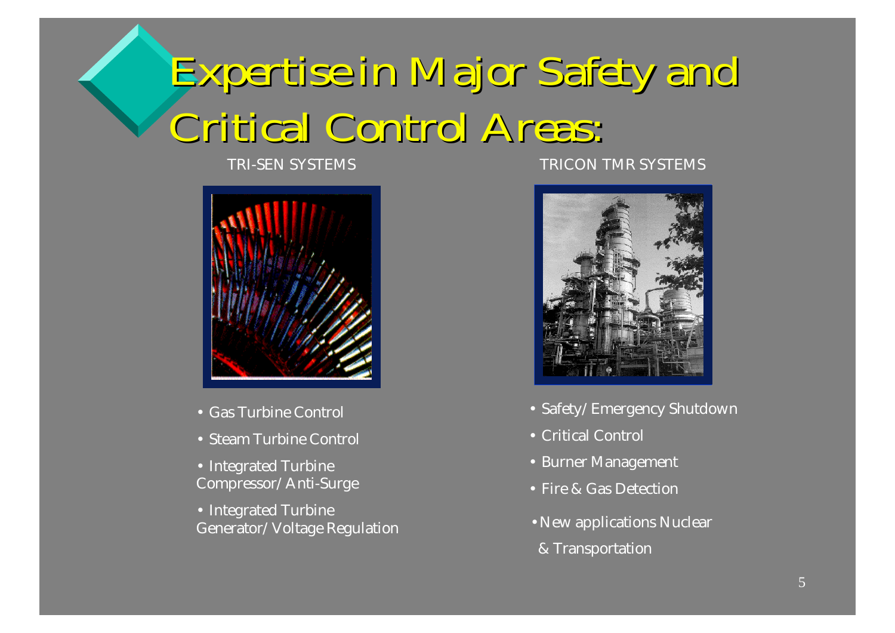# Expertise in Major Safety and Critical Control Areas:

## TRI-SEN SYSTEMS

- Gas Turbine Control
- Steam Turbine Control
- Integrated Turbine Compressor/Anti-Surge
- Integrated Turbine Generator/Voltage Regulation

## TRICON TMR SYSTEMS

- Safety/Emergency Shutdown
- Critical Control
- Burner Management
- Fire & Gas Detection
- New applications Nuclear & Transportation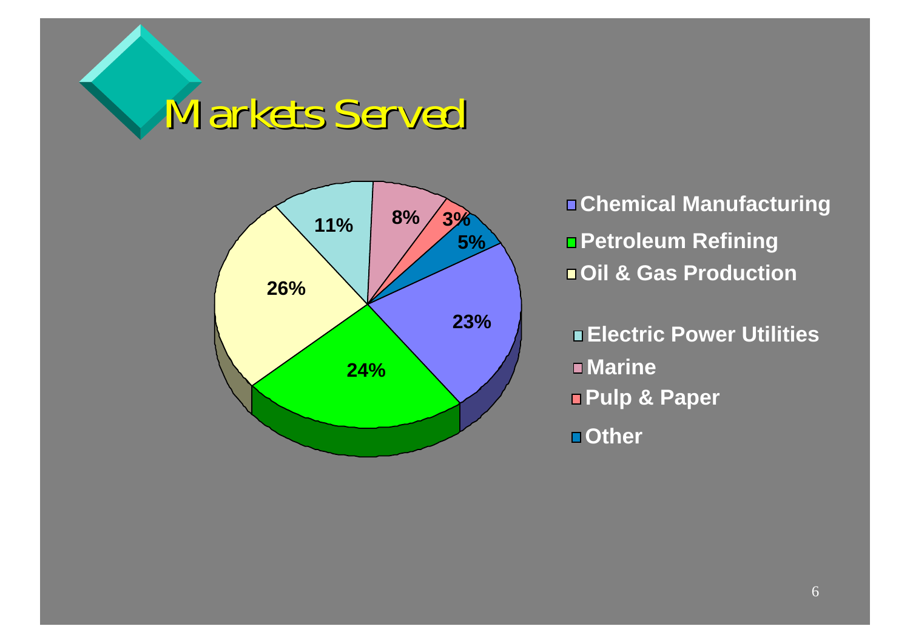# Markets Served

| Market | Share |
| --- | --- |
| Chemical Manufacturing | 23% |
| Petroleum Refining | 24% |
| Oil & Gas Production | 26% |
| Electric Power Utilities | 11% |
| Marine | 8% |
| Pulp & Paper | 3% |
| Other | 5% |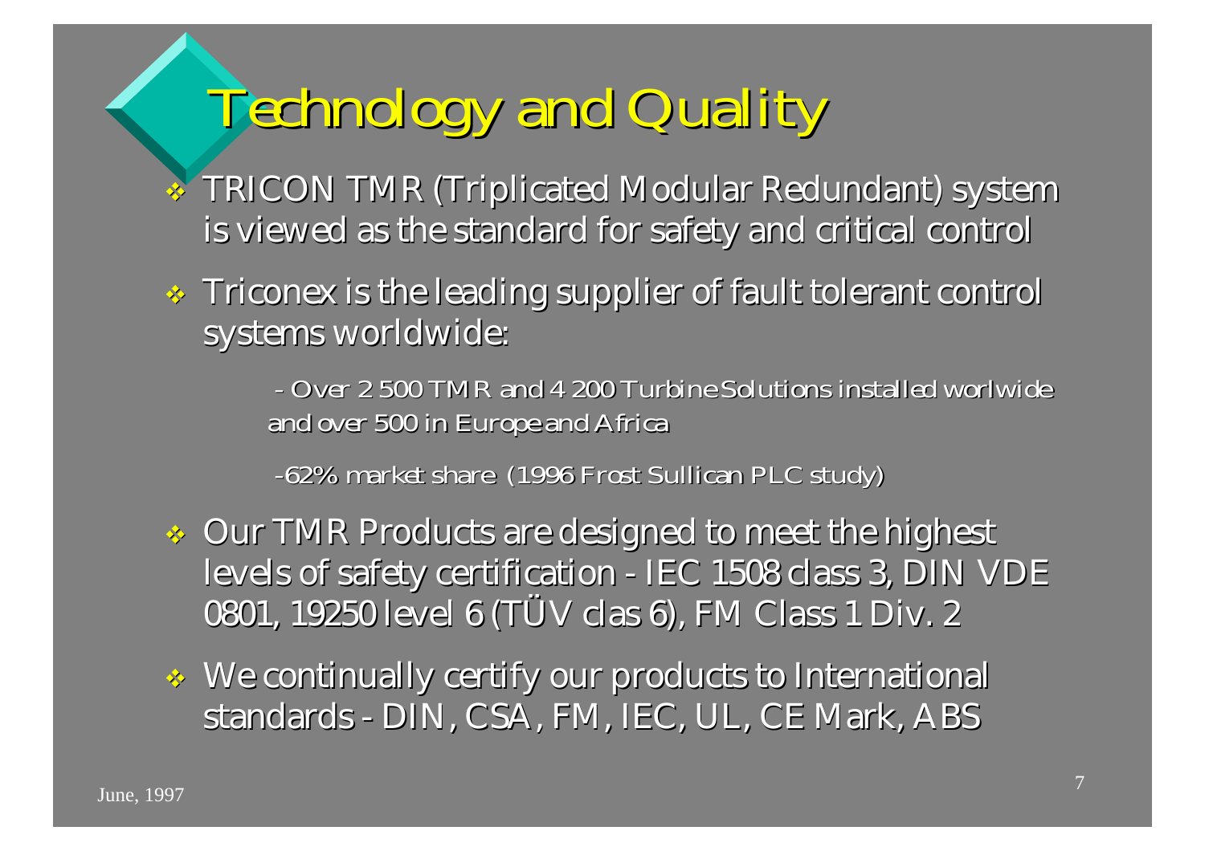# Technology and Quality

- TRICON TMR (Triplicated Modular Redundant) system is viewed as the standard for safety and critical control
- Triconex is the leading supplier of fault tolerant control systems worldwide:

  - Over 2 500 TMR and 4 200 Turbine Solutions installed worlwide and over 500 in Europe and Africa

  -62% market share (1996 Frost Sullican PLC study)

- Our TMR Products are designed to meet the highest levels of safety certification - IEC 1508 class 3, DIN VDE 0801, 19250 level 6 (TÜV clas 6), FM Class 1 Div. 2
- We continually certify our products to International standards - DIN, CSA, FM, IEC, UL, CE Mark, ABS

June, 1997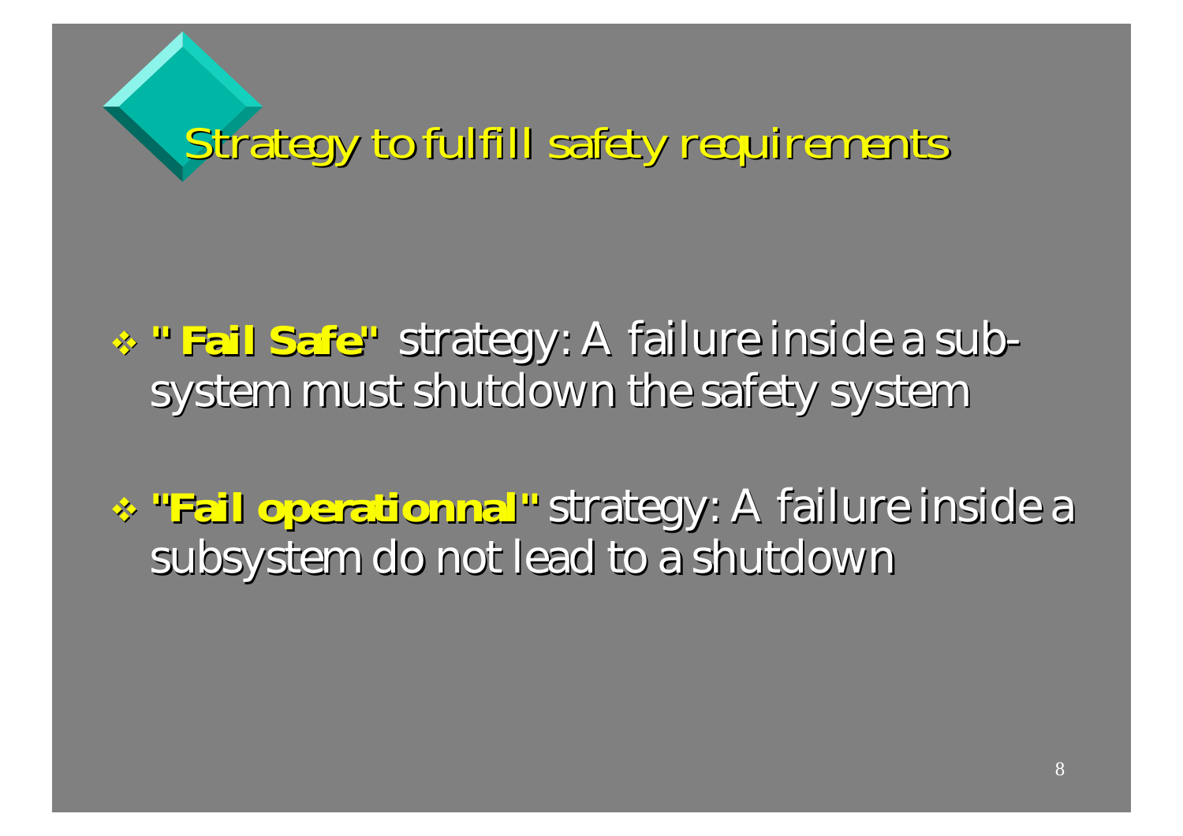# Strategy to fulfill safety requirements

- **" Fail Safe"** strategy: A failure inside a sub-system must shutdown the safety system

- **"Fail operationnal"** strategy: A failure inside a subsystem do not lead to a shutdown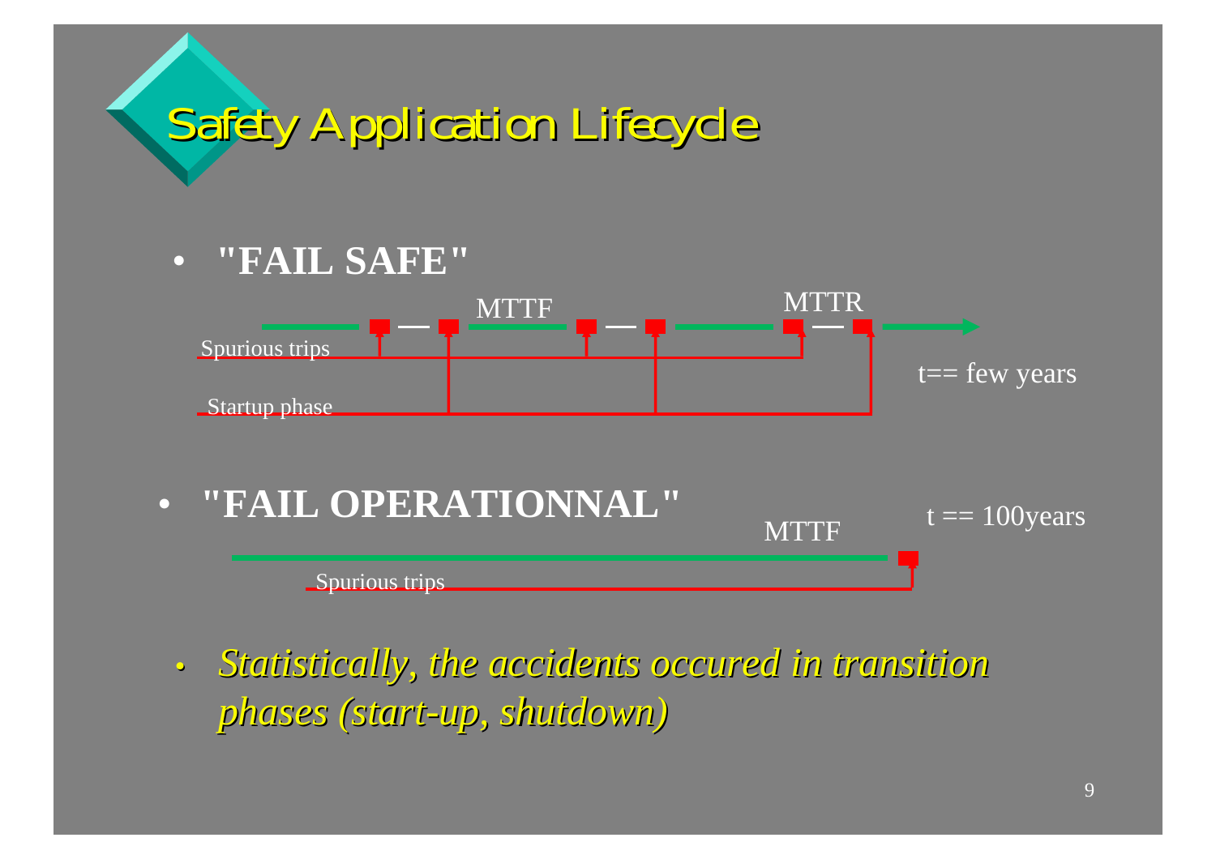# Safety Application Lifecycle

- **"FAIL SAFE"**

MTTF

MTTR

Spurious trips

Startup phase

t== few years

- **"FAIL OPERATIONNAL"**

MTTF

t == 100years

Spurious trips

- *Statistically, the accidents occured in transition phases (start-up, shutdown)*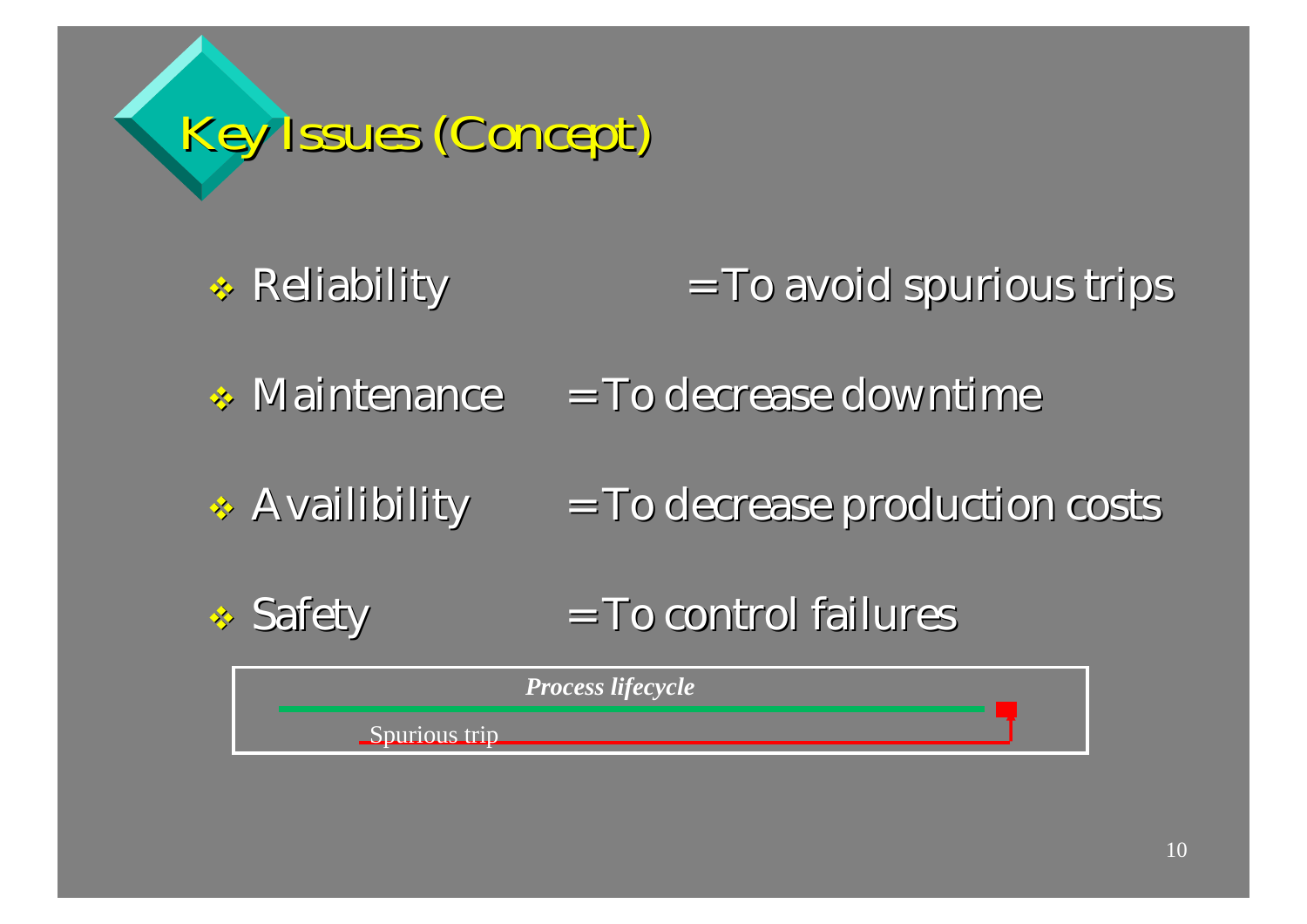# Key Issues (Concept)

- Reliability = To avoid spurious trips
- Maintenance = To decrease downtime
- Availibility = To decrease production costs
- Safety = To control failures

*Process lifecycle*

Spurious trip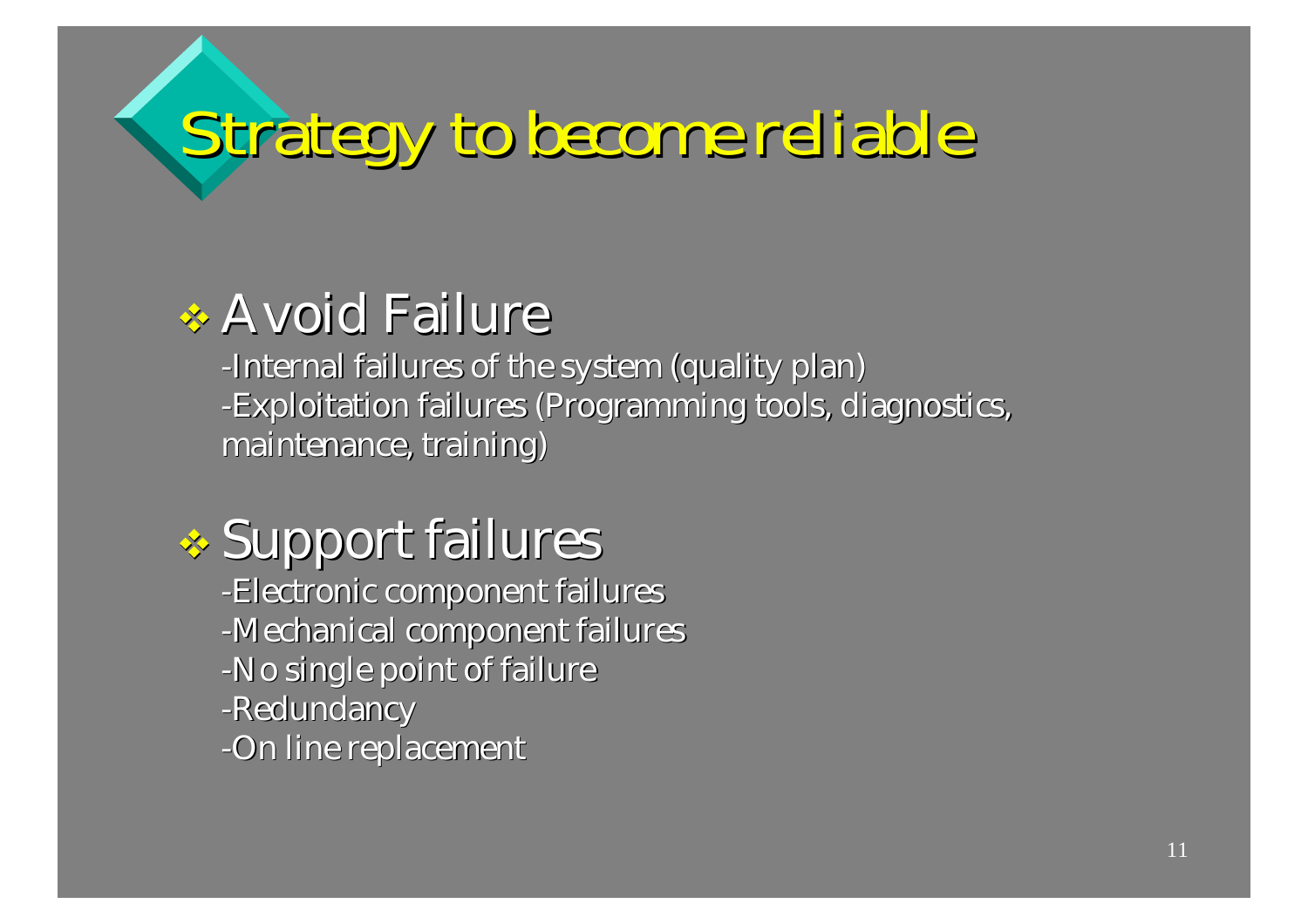# Strategy to become reliable

- **Avoid Failure**
  - -Internal failures of the system (quality plan)
  - -Exploitation failures (Programming tools, diagnostics, maintenance, training)

- **Support failures**
  - -Electronic component failures
  - -Mechanical component failures
  - -No single point of failure
  - -Redundancy
  - -On line replacement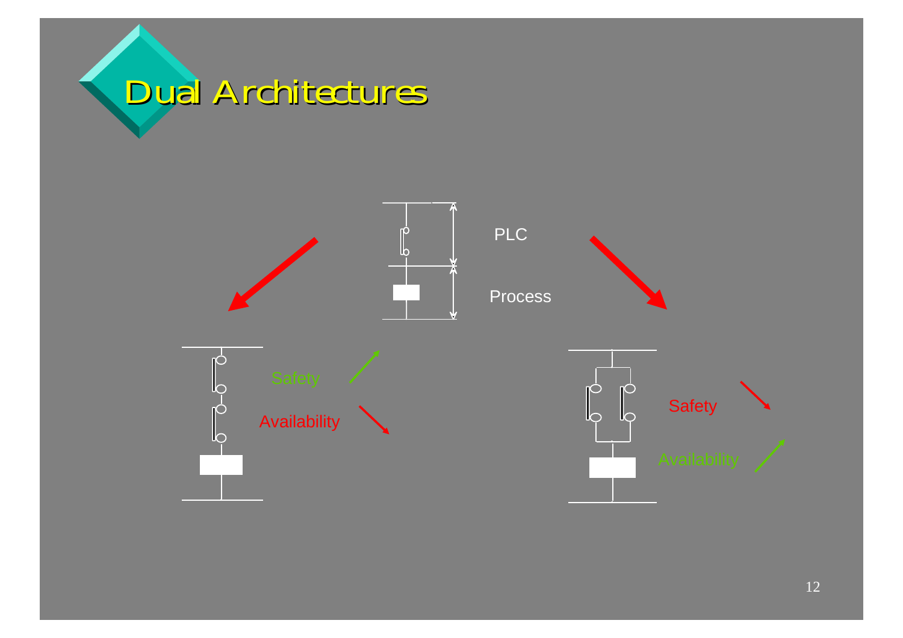# Dual Architectures

PLC

Process

Safety

Availability

Safety

Availability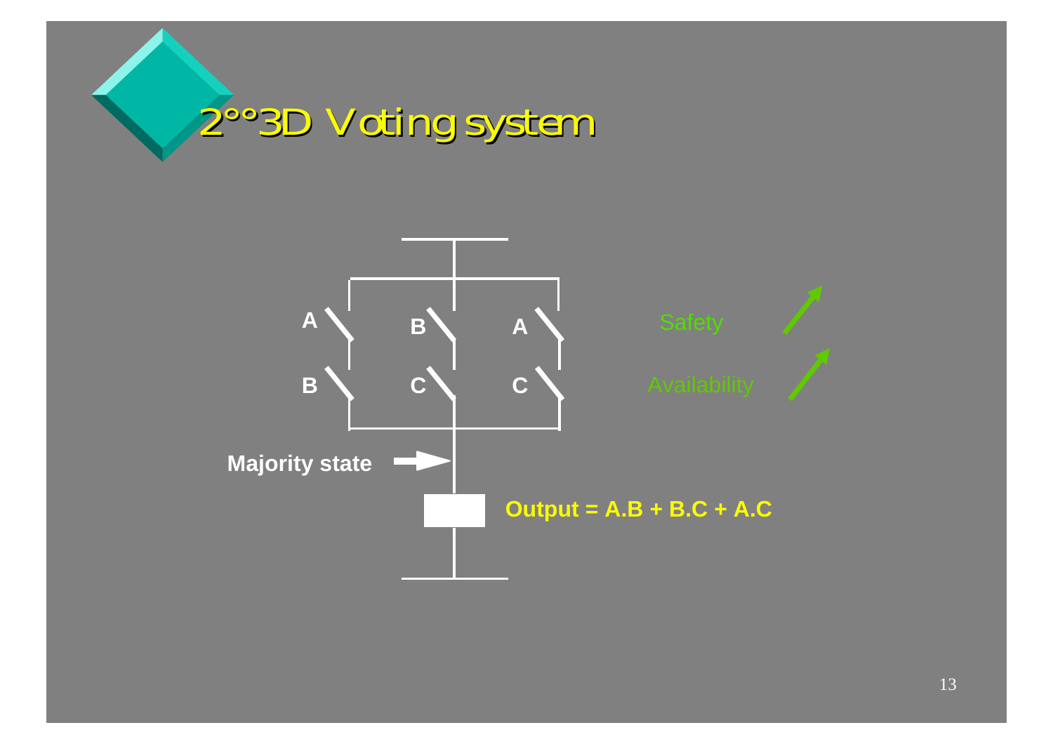# 2°°3D Voting system

A B A

B C C

Safety

Availability

Majority state

**Output = A.B + B.C + A.C**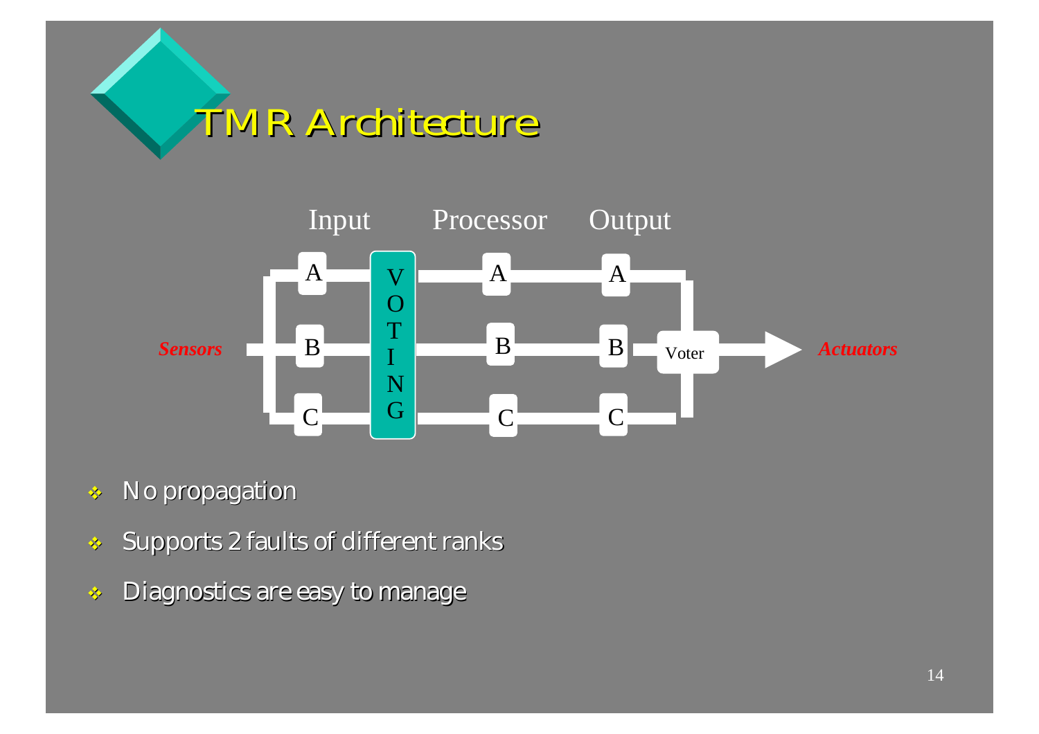# TMR Architecture

Input Processor Output

Sensors — A / B / C — VOTING — A / B / C — A / B / C — Voter — Actuators

- No propagation
- Supports 2 faults of different ranks
- Diagnostics are easy to manage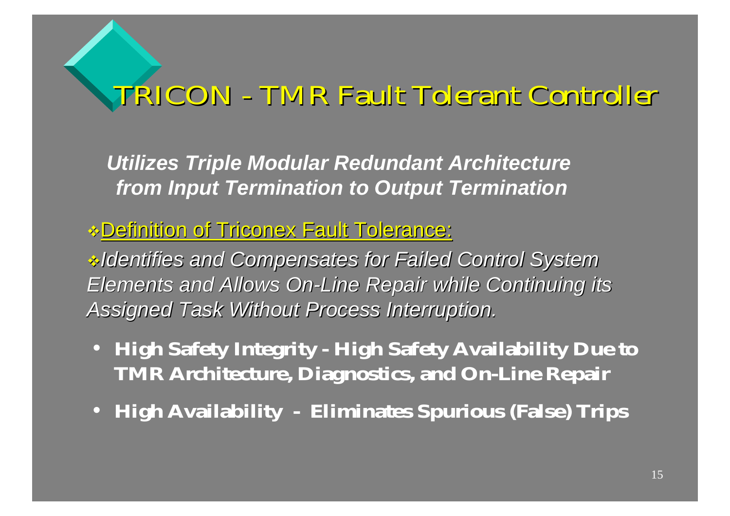# TRICON - TMR Fault Tolerant Controller

***Utilizes Triple Modular Redundant Architecture from Input Termination to Output Termination***

- Definition of Triconex Fault Tolerance:

- *Identifies and Compensates for Failed Control System Elements and Allows On-Line Repair while Continuing its Assigned Task Without Process Interruption.*

- **High Safety Integrity - High Safety Availability Due to TMR Architecture, Diagnostics, and On-Line Repair**
- **High Availability - Eliminates Spurious (False) Trips**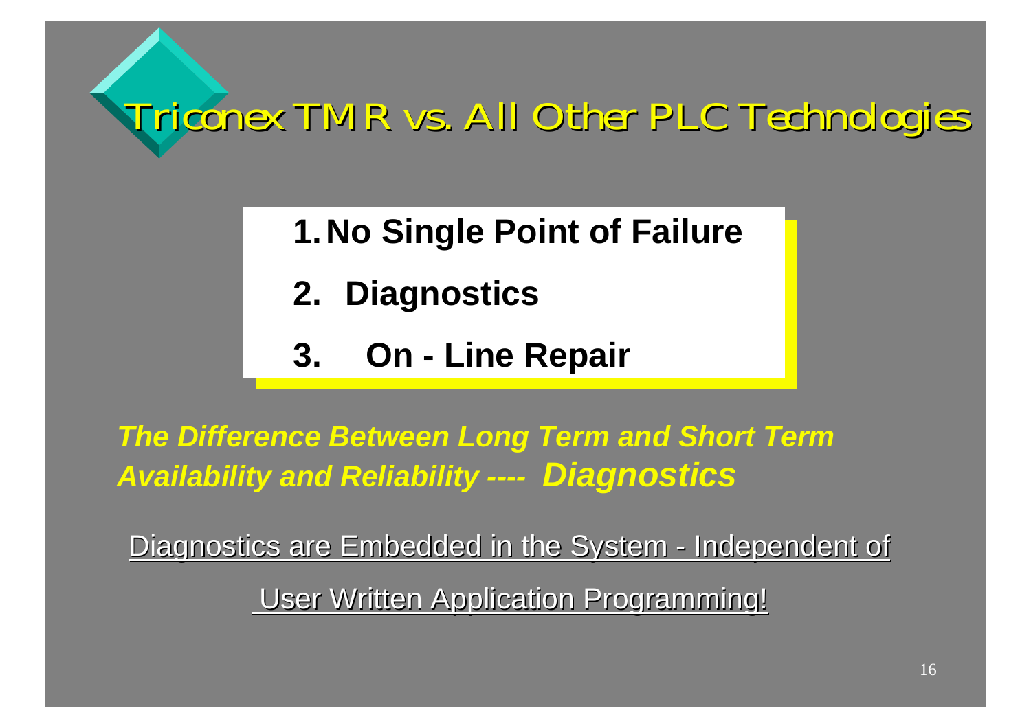# Triconex TMR vs. All Other PLC Technologies

1. **No Single Point of Failure**
2. **Diagnostics**
3. **On - Line Repair**

***The Difference Between Long Term and Short Term Availability and Reliability ---- Diagnostics***

Diagnostics are Embedded in the System - Independent of User Written Application Programming!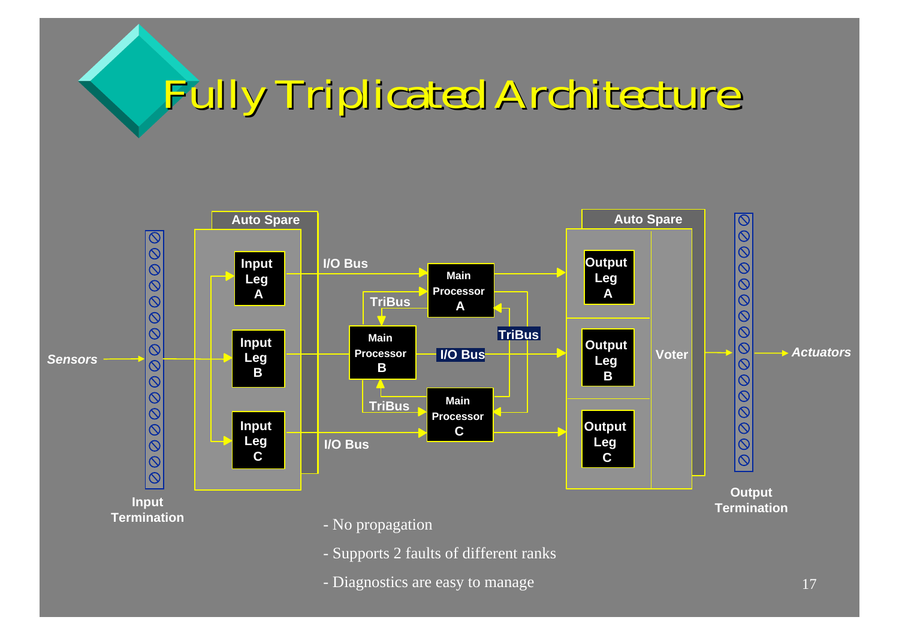# Fully Triplicated Architecture

Sensors → Input Termination → Input Leg A / Input Leg B / Input Leg C (Auto Spare) → I/O Bus → Main Processor A / Main Processor B / Main Processor C (TriBus) → I/O Bus → Output Leg A / Output Leg B / Output Leg C (Auto Spare) → Voter → Output Termination → Actuators

- No propagation
- Supports 2 faults of different ranks
- Diagnostics are easy to manage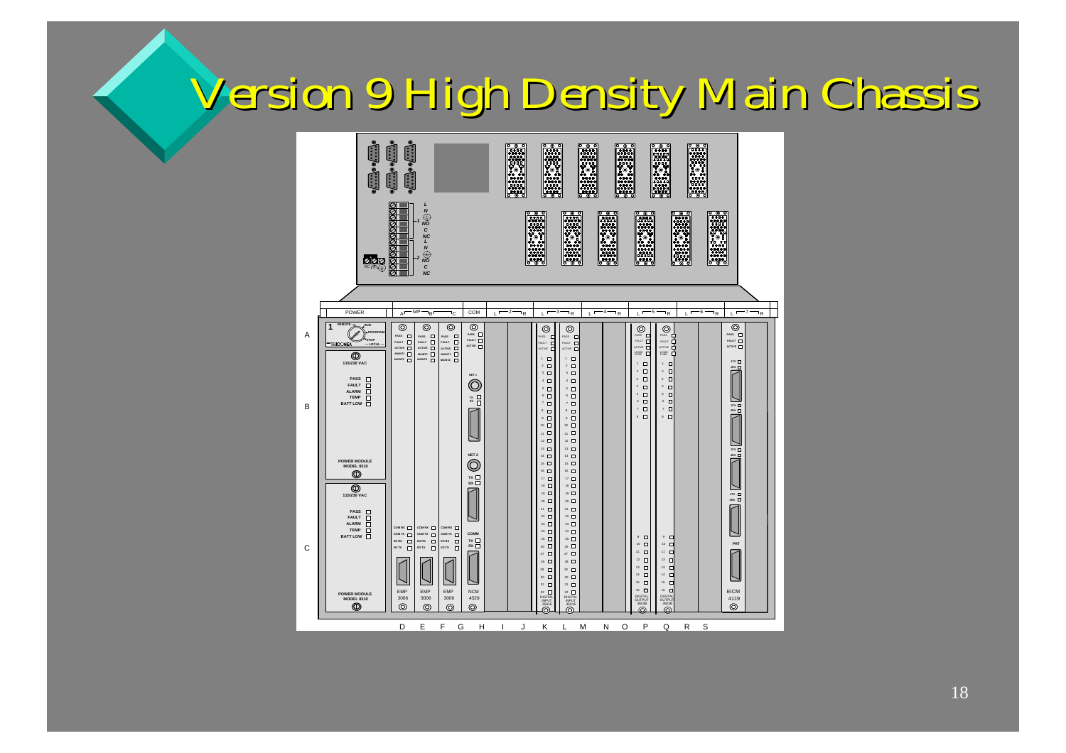# Version 9 High Density Main Chassis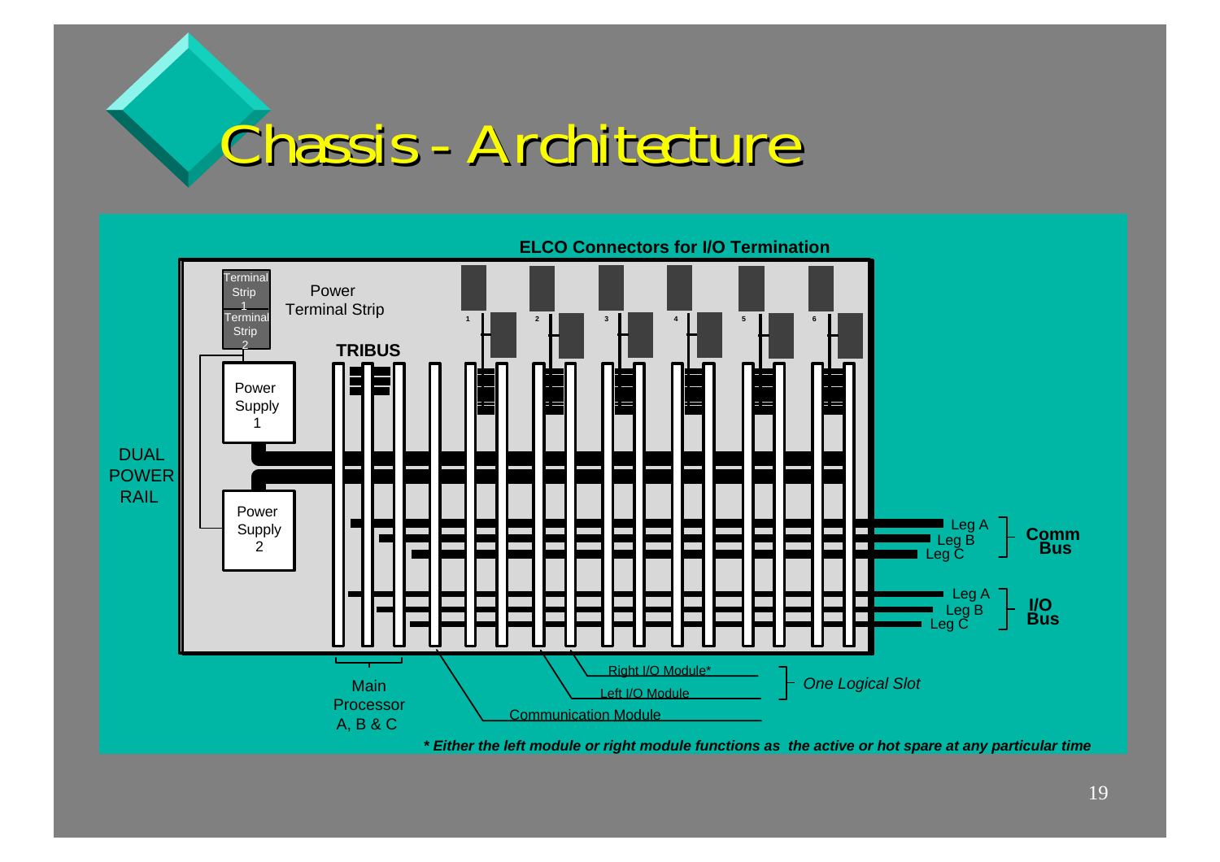# Chassis - Architecture

ELCO Connectors for I/O Termination

Terminal Strip 1

Terminal Strip 2

Power Terminal Strip

TRIBUS

Power Supply 1

Power Supply 2

DUAL POWER RAIL

1 2 3 4 5 6

Leg A
Leg B
Leg C

Comm Bus

Leg A
Leg B
Leg C

I/O Bus

Main Processor A, B & C

Right I/O Module*

Left I/O Module

Communication Module

*One Logical Slot*

***Either the left module or right module functions as the active or hot spare at any particular time**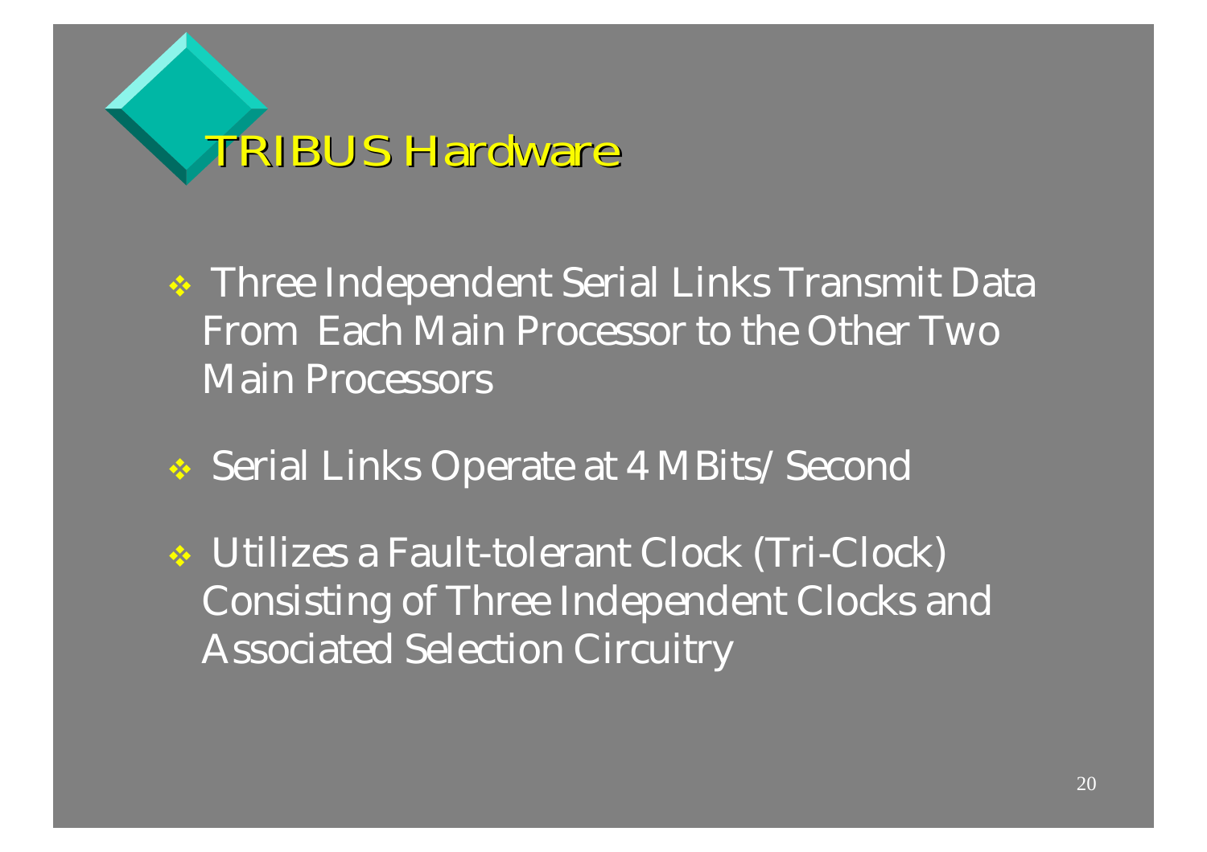# TRIBUS Hardware

- Three Independent Serial Links Transmit Data From Each Main Processor to the Other Two Main Processors
- Serial Links Operate at 4 MBits/Second
- Utilizes a Fault-tolerant Clock (Tri-Clock) Consisting of Three Independent Clocks and Associated Selection Circuitry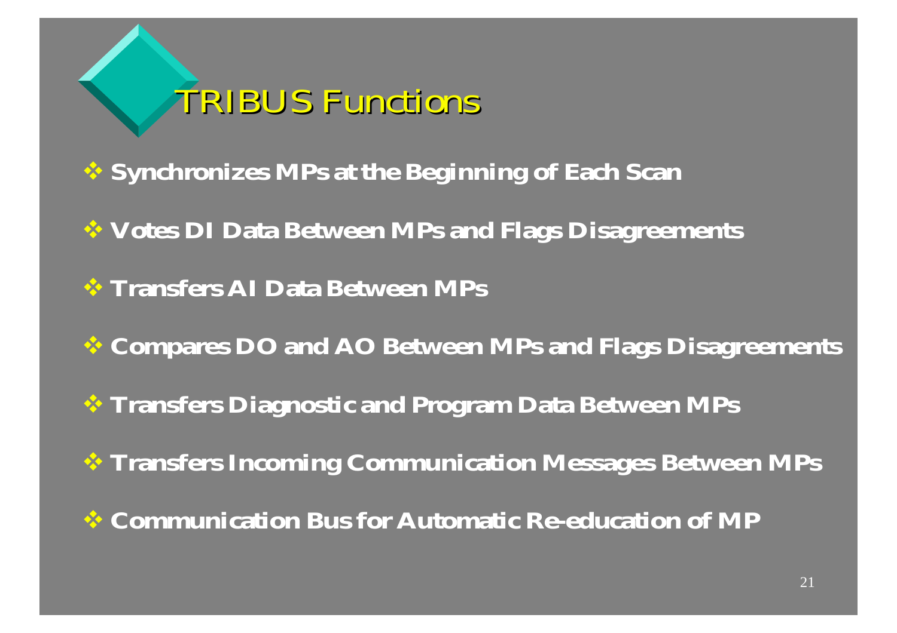# TRIBUS Functions

- **Synchronizes MPs at the Beginning of Each Scan**
- **Votes DI Data Between MPs and Flags Disagreements**
- **Transfers AI Data Between MPs**
- **Compares DO and AO Between MPs and Flags Disagreements**
- **Transfers Diagnostic and Program Data Between MPs**
- **Transfers Incoming Communication Messages Between MPs**
- **Communication Bus for Automatic Re-education of MP**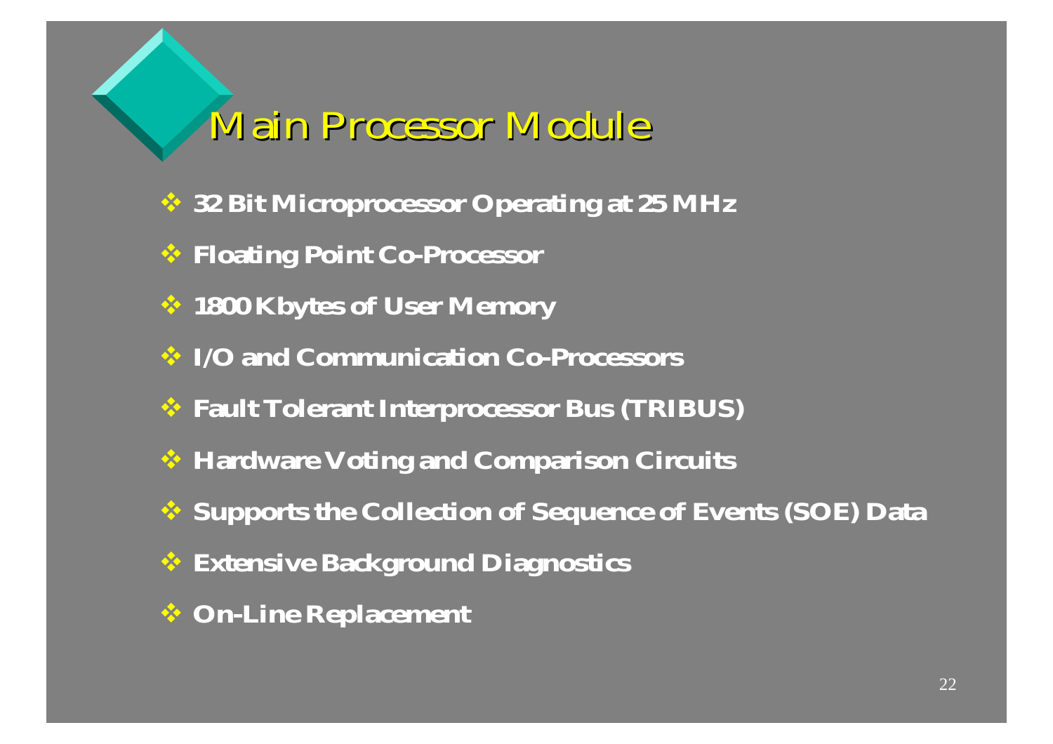# Main Processor Module

- **32 Bit Microprocessor Operating at 25 MHz**
- **Floating Point Co-Processor**
- **1800 Kbytes of User Memory**
- **I/O and Communication Co-Processors**
- **Fault Tolerant Interprocessor Bus (TRIBUS)**
- **Hardware Voting and Comparison Circuits**
- **Supports the Collection of Sequence of Events (SOE) Data**
- **Extensive Background Diagnostics**
- **On-Line Replacement**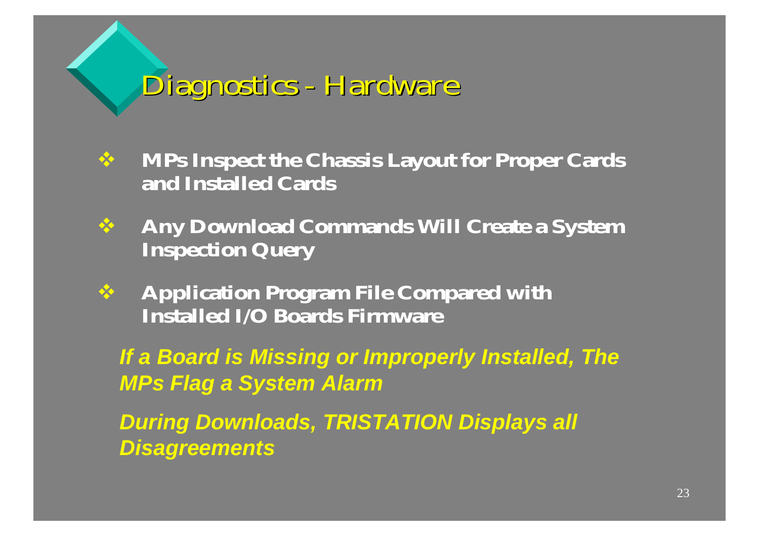# Diagnostics - Hardware

- **MPs Inspect the Chassis Layout for Proper Cards and Installed Cards**
- **Any Download Commands Will Create a System Inspection Query**
- **Application Program File Compared with Installed I/O Boards Firmware**

***If a Board is Missing or Improperly Installed, The MPs Flag a System Alarm***

***During Downloads, TRISTATION Displays all Disagreements***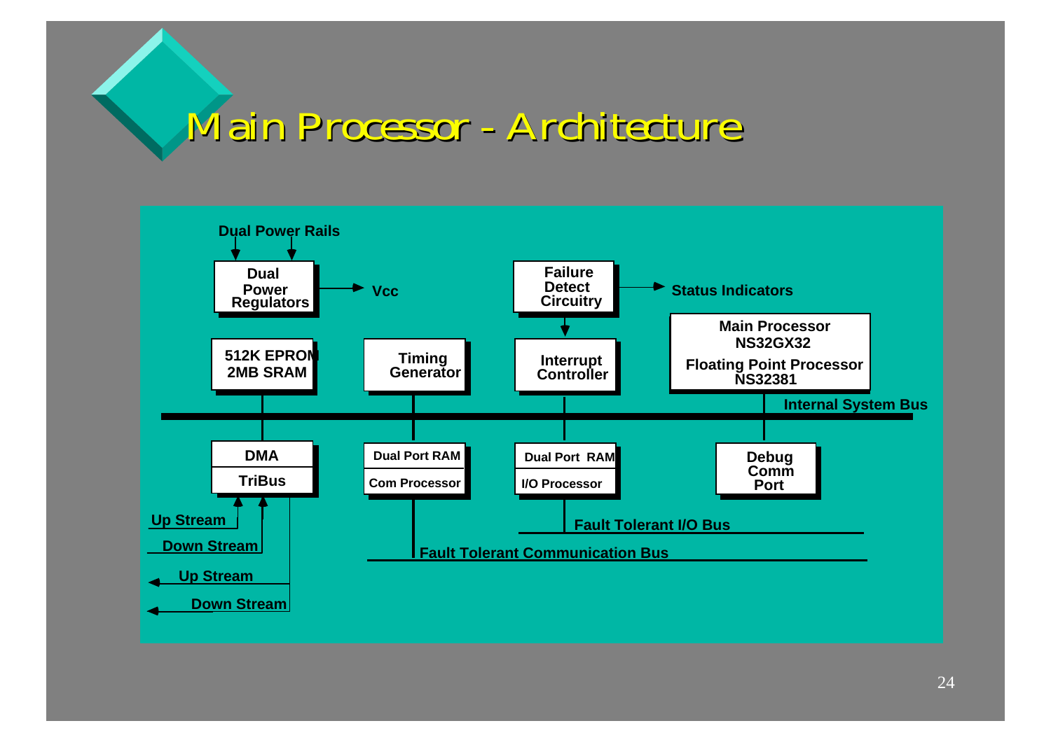# Main Processor - Architecture

Dual Power Rails

Dual Power Regulators → Vcc

Failure Detect Circuitry → Status Indicators

512K EPROM
2MB SRAM

Timing Generator

Interrupt Controller

Main Processor NS32GX32
Floating Point Processor NS32381

Internal System Bus

DMA
TriBus

Dual Port RAM
Com Processor

Dual Port RAM
I/O Processor

Debug Comm Port

Up Stream

Down Stream

Up Stream

Down Stream

Fault Tolerant I/O Bus

Fault Tolerant Communication Bus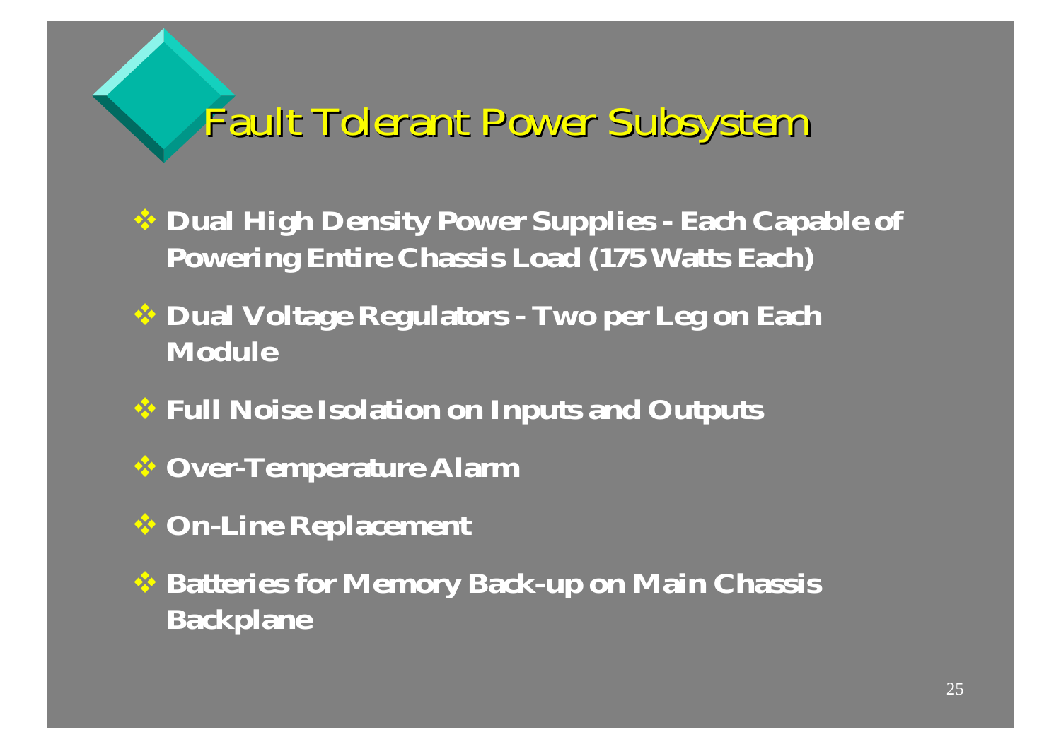# Fault Tolerant Power Subsystem

- Dual High Density Power Supplies - Each Capable of Powering Entire Chassis Load (175 Watts Each)
- Dual Voltage Regulators - Two per Leg on Each Module
- Full Noise Isolation on Inputs and Outputs
- Over-Temperature Alarm
- On-Line Replacement
- Batteries for Memory Back-up on Main Chassis Backplane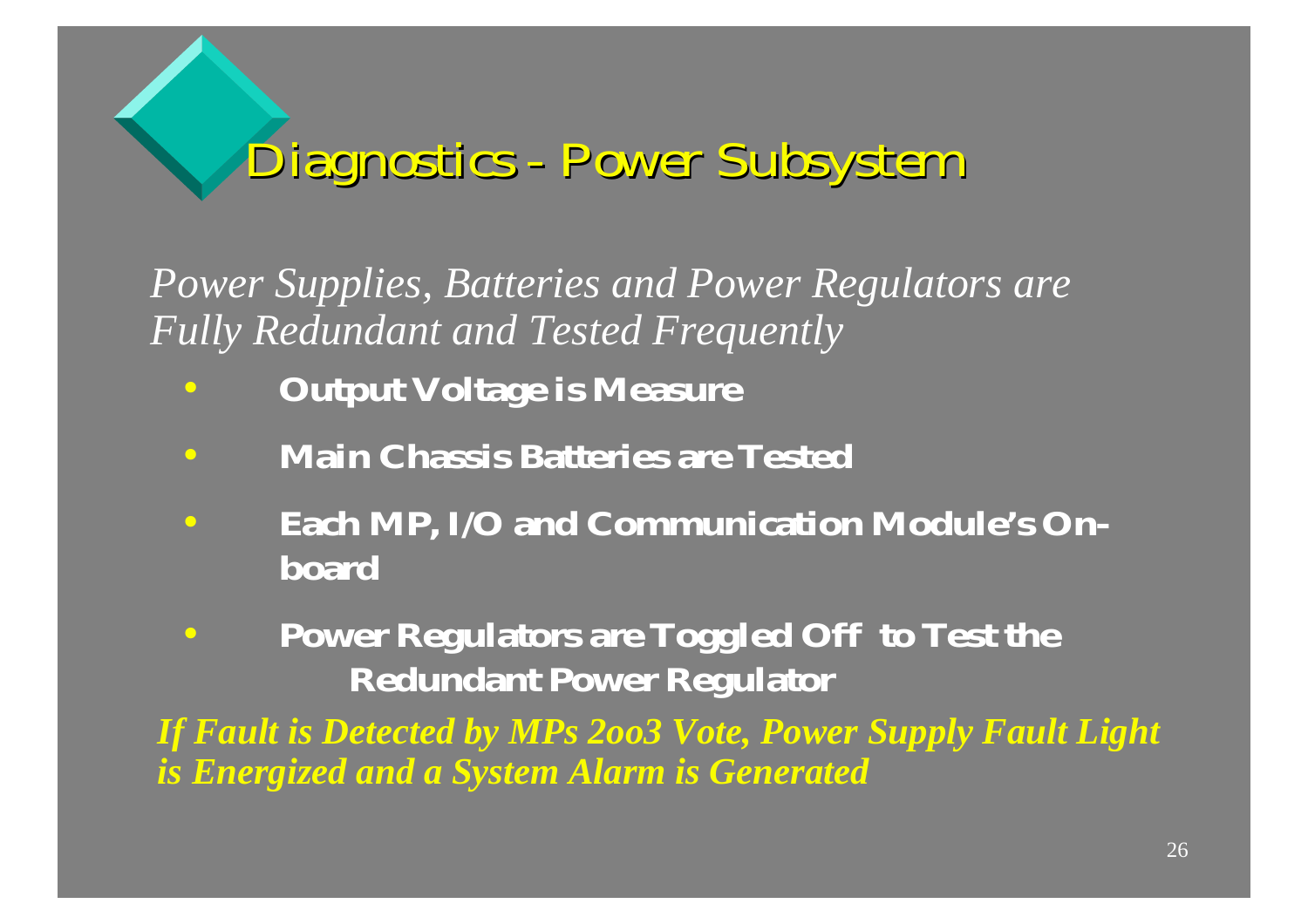# Diagnostics - Power Subsystem

*Power Supplies, Batteries and Power Regulators are Fully Redundant and Tested Frequently*

- **Output Voltage is Measure**
- **Main Chassis Batteries are Tested**
- **Each MP, I/O and Communication Module's On-board**
- **Power Regulators are Toggled Off to Test the Redundant Power Regulator**

***If Fault is Detected by MPs 2oo3 Vote, Power Supply Fault Light is Energized and a System Alarm is Generated***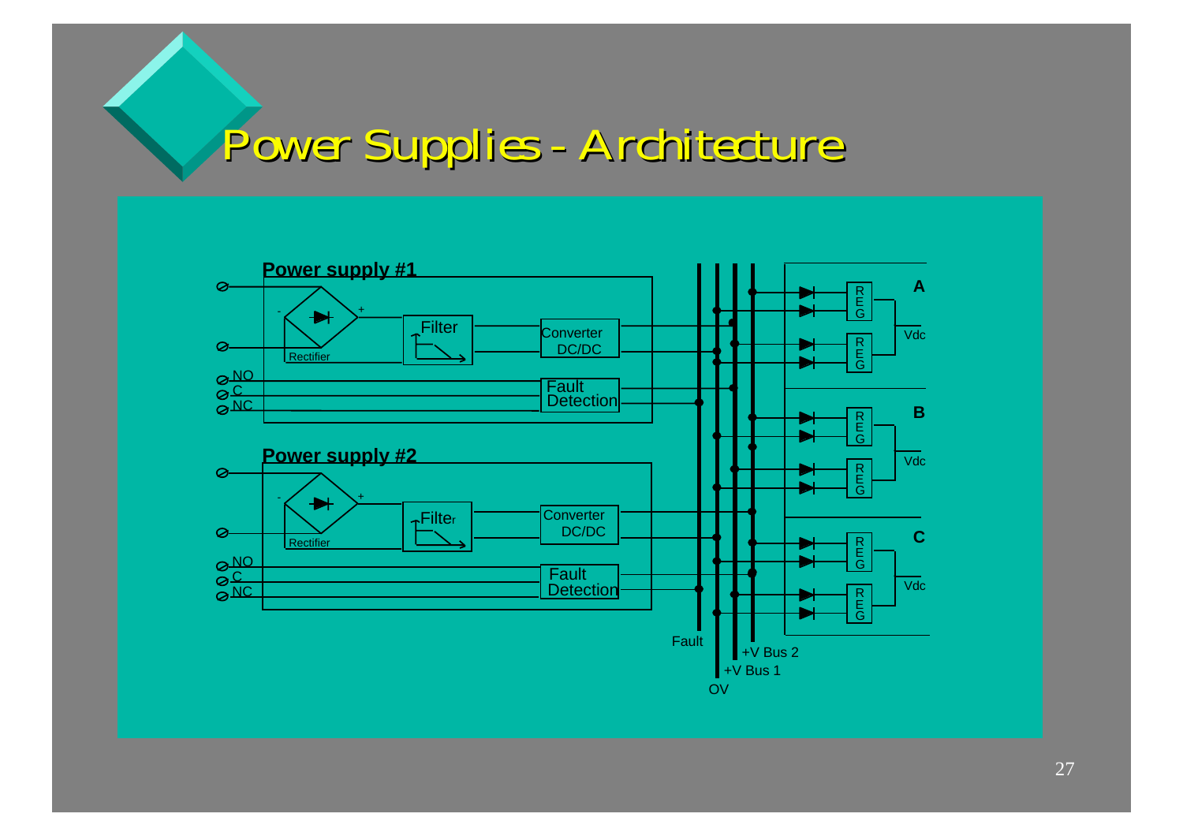# Power Supplies - Architecture

Power supply #1

Rectifier

Filter

Converter DC/DC

Fault Detection

NO

C

NC

Power supply #2

Rectifier

Filter

Converter DC/DC

Fault Detection

NO

C

NC

Fault

OV

+V Bus 1

+V Bus 2

A

B

C

REG

Vdc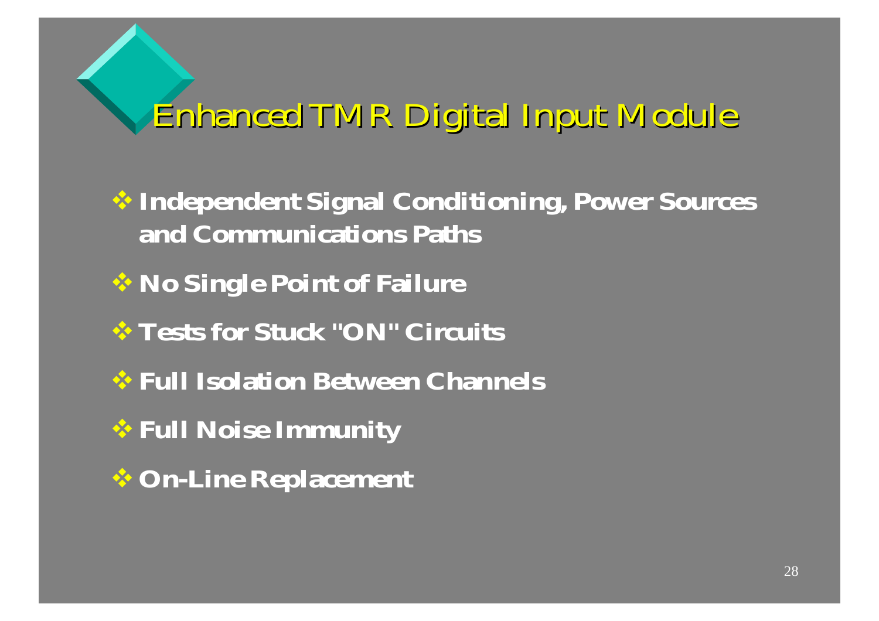# Enhanced TMR Digital Input Module

- **Independent Signal Conditioning, Power Sources and Communications Paths**
- **No Single Point of Failure**
- **Tests for Stuck "ON" Circuits**
- **Full Isolation Between Channels**
- **Full Noise Immunity**
- **On-Line Replacement**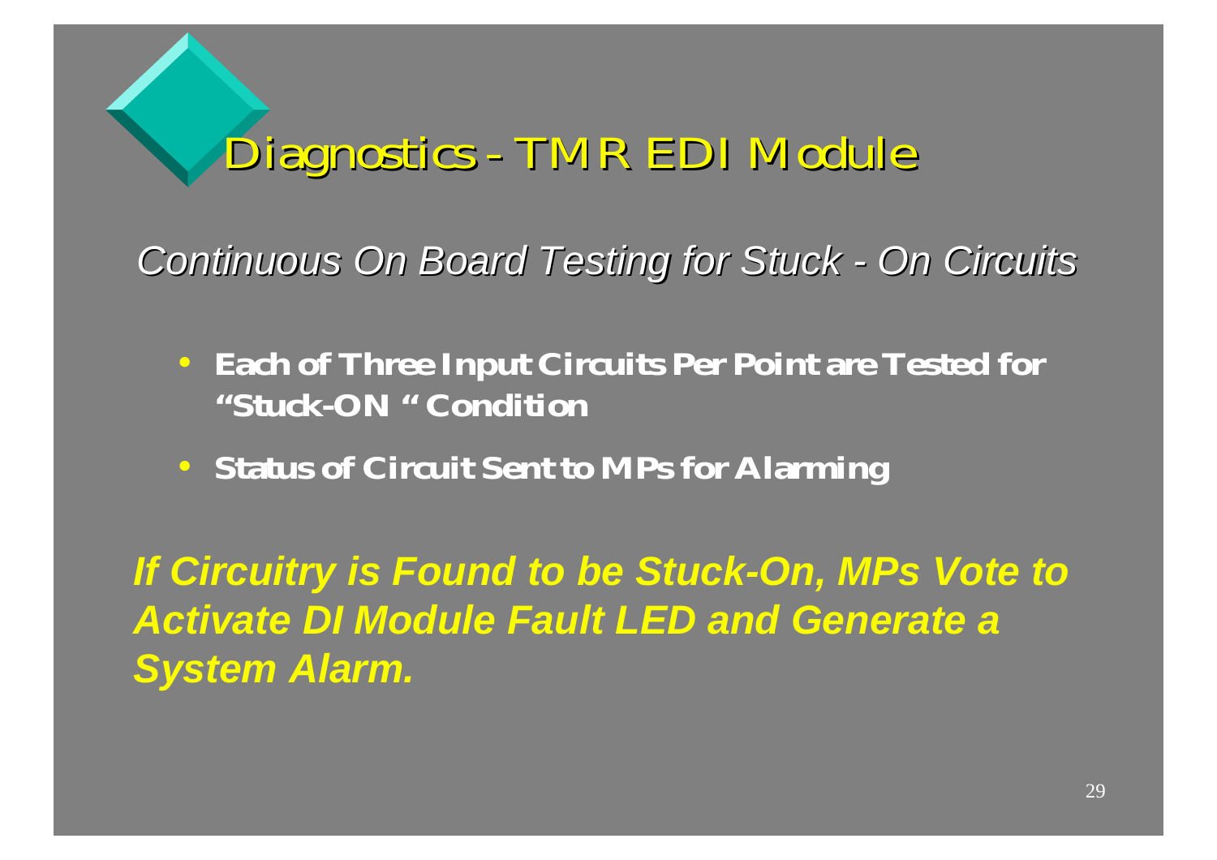# Diagnostics - TMR EDI Module

*Continuous On Board Testing for Stuck - On Circuits*

- **Each of Three Input Circuits Per Point are Tested for "Stuck-ON " Condition**
- **Status of Circuit Sent to MPs for Alarming**

***If Circuitry is Found to be Stuck-On, MPs Vote to Activate DI Module Fault LED and Generate a System Alarm.***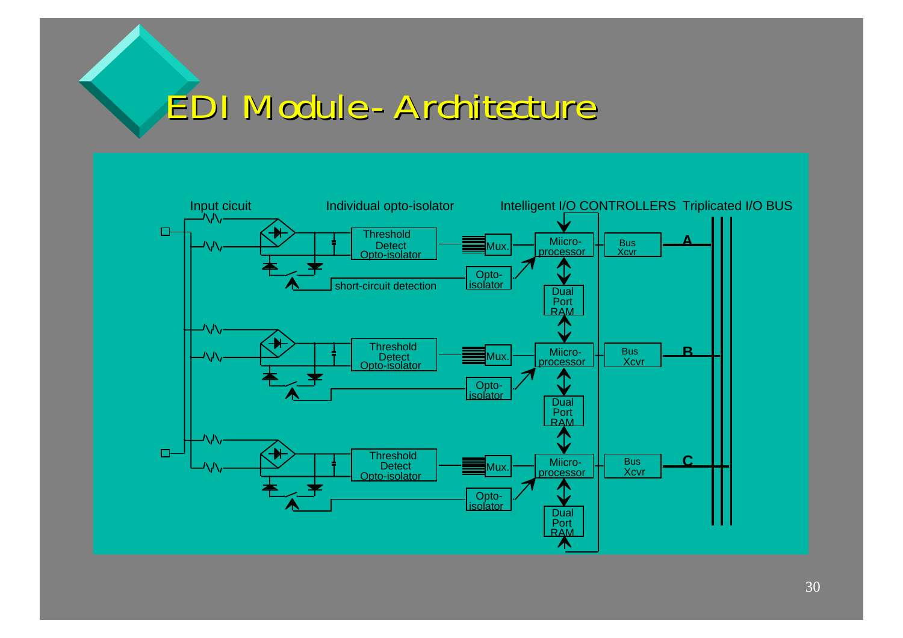# EDI Module- Architecture

Input cicuit

Individual opto-isolator

Intelligent I/O CONTROLLERS

Triplicated I/O BUS

Threshold Detect Opto-isolator

Mux.

Miicro-processor

Bus Xcvr

A

Opto-isolator

short-circuit detection

Dual Port RAM

Threshold Detect Opto-isolator

Mux.

Miicro-processor

Bus Xcvr

B

Opto-isolator

Dual Port RAM

Threshold Detect Opto-isolator

Mux.

Miicro-processor

Bus Xcvr

C

Opto-isolator

Dual Port RAM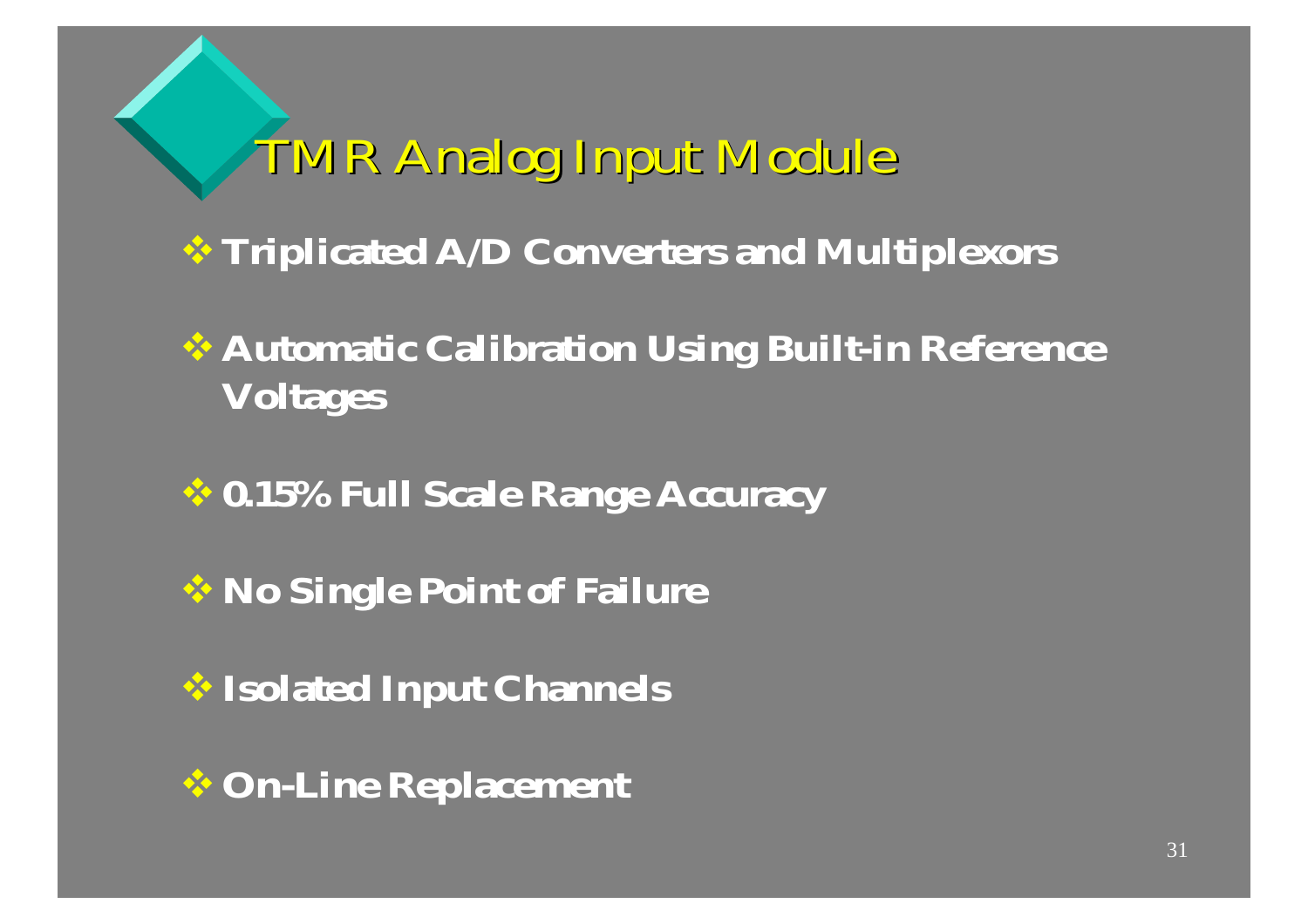# TMR Analog Input Module

- **Triplicated A/D Converters and Multiplexors**
- **Automatic Calibration Using Built-in Reference Voltages**
- **0.15% Full Scale Range Accuracy**
- **No Single Point of Failure**
- **Isolated Input Channels**
- **On-Line Replacement**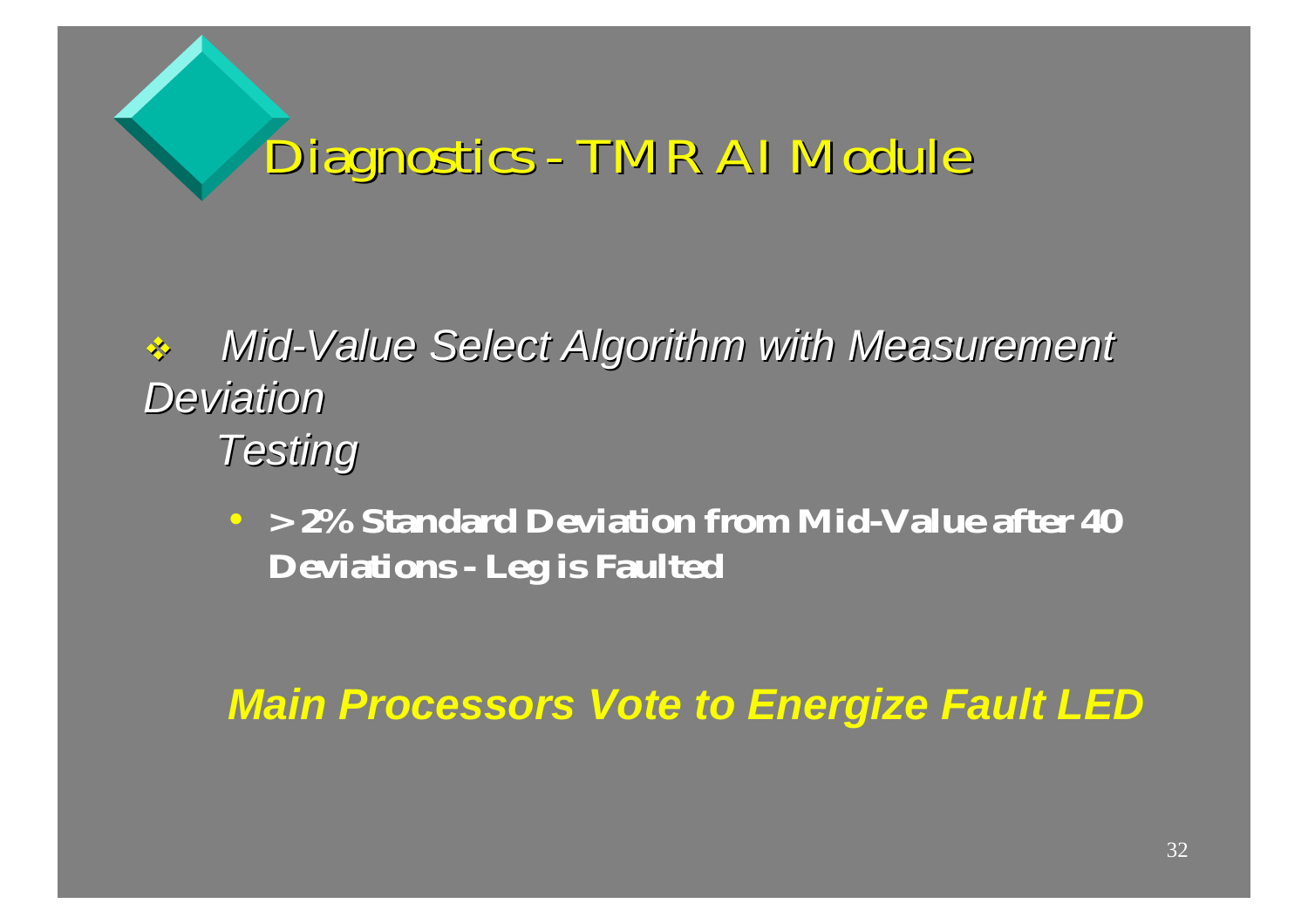# Diagnostics - TMR AI Module

- *Mid-Value Select Algorithm with Measurement Deviation Testing*
  - **> 2% Standard Deviation from Mid-Value after 40 Deviations - Leg is Faulted**

***Main Processors Vote to Energize Fault LED***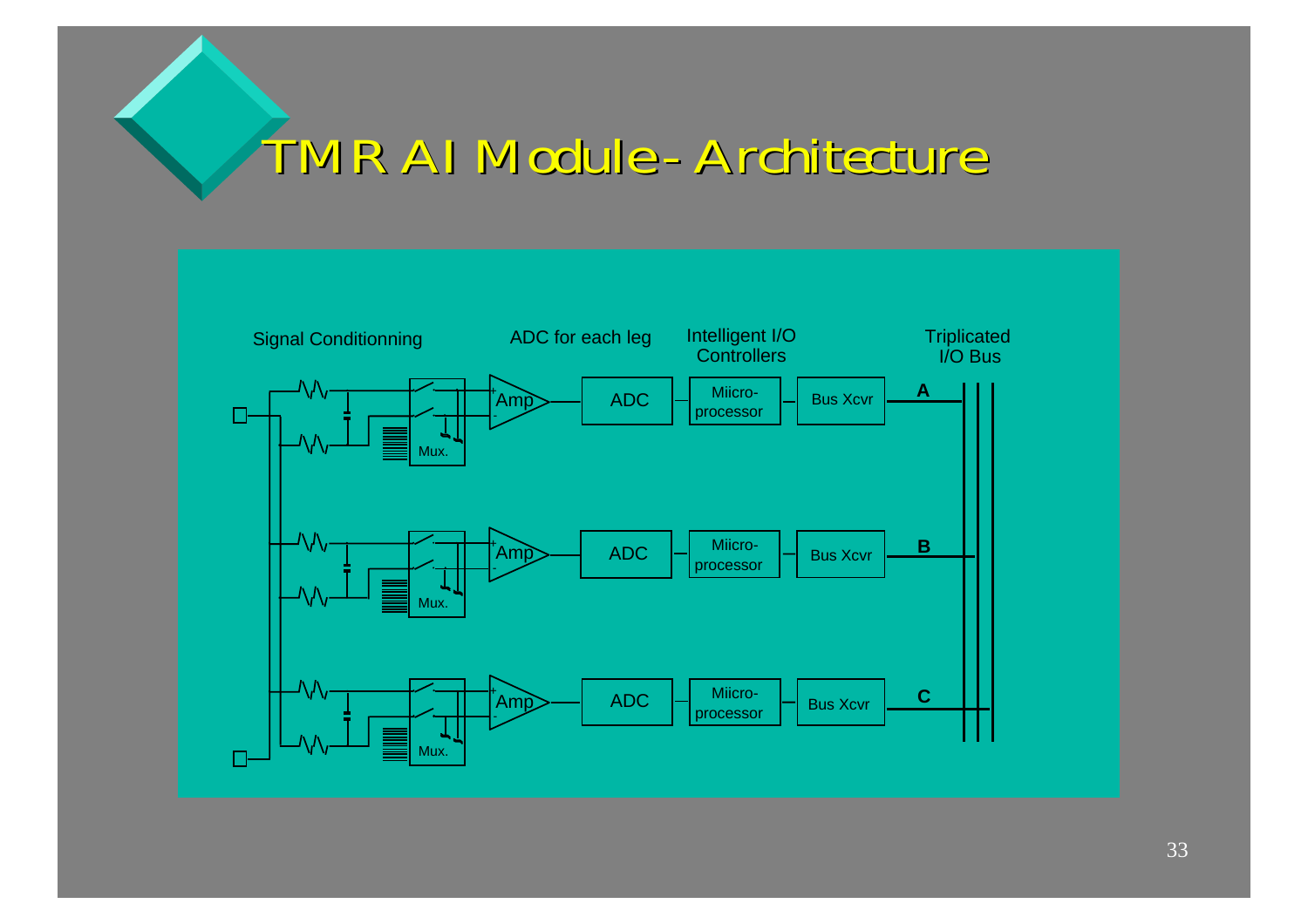# TMR AI Module - Architecture

Signal Conditionning

ADC for each leg

Intelligent I/O Controllers

Triplicated I/O Bus

Amp | ADC | Miicro-processor | Bus Xcvr | A

Amp | ADC | Miicro-processor | Bus Xcvr | B

Amp | ADC | Miicro-processor | Bus Xcvr | C

Mux.

Mux.

Mux.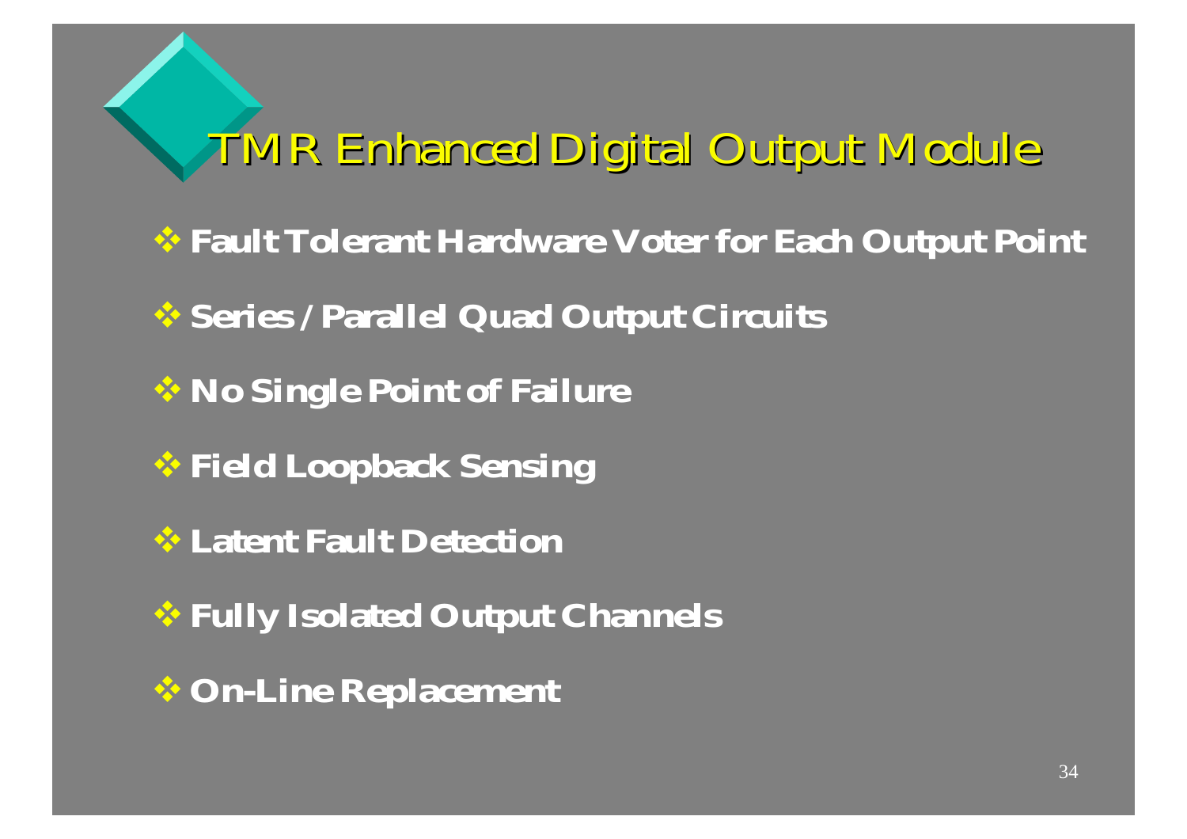# TMR Enhanced Digital Output Module

- **Fault Tolerant Hardware Voter for Each Output Point**
- **Series / Parallel Quad Output Circuits**
- **No Single Point of Failure**
- **Field Loopback Sensing**
- **Latent Fault Detection**
- **Fully Isolated Output Channels**
- **On-Line Replacement**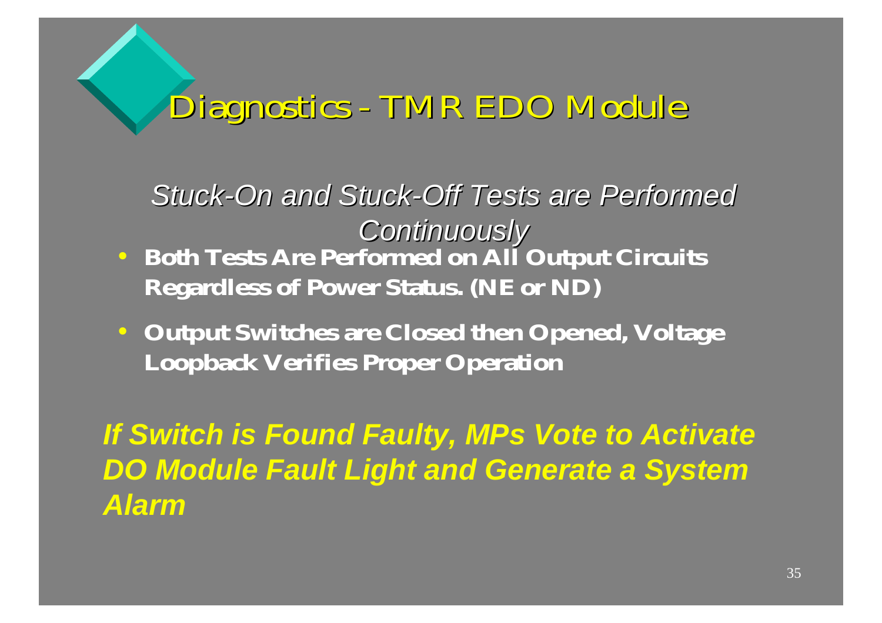# Diagnostics - TMR EDO Module

*Stuck-On and Stuck-Off Tests are Performed Continuously*

- **Both Tests Are Performed on All Output Circuits Regardless of Power Status. (NE or ND)**
- **Output Switches are Closed then Opened, Voltage Loopback Verifies Proper Operation**

***If Switch is Found Faulty, MPs Vote to Activate DO Module Fault Light and Generate a System Alarm***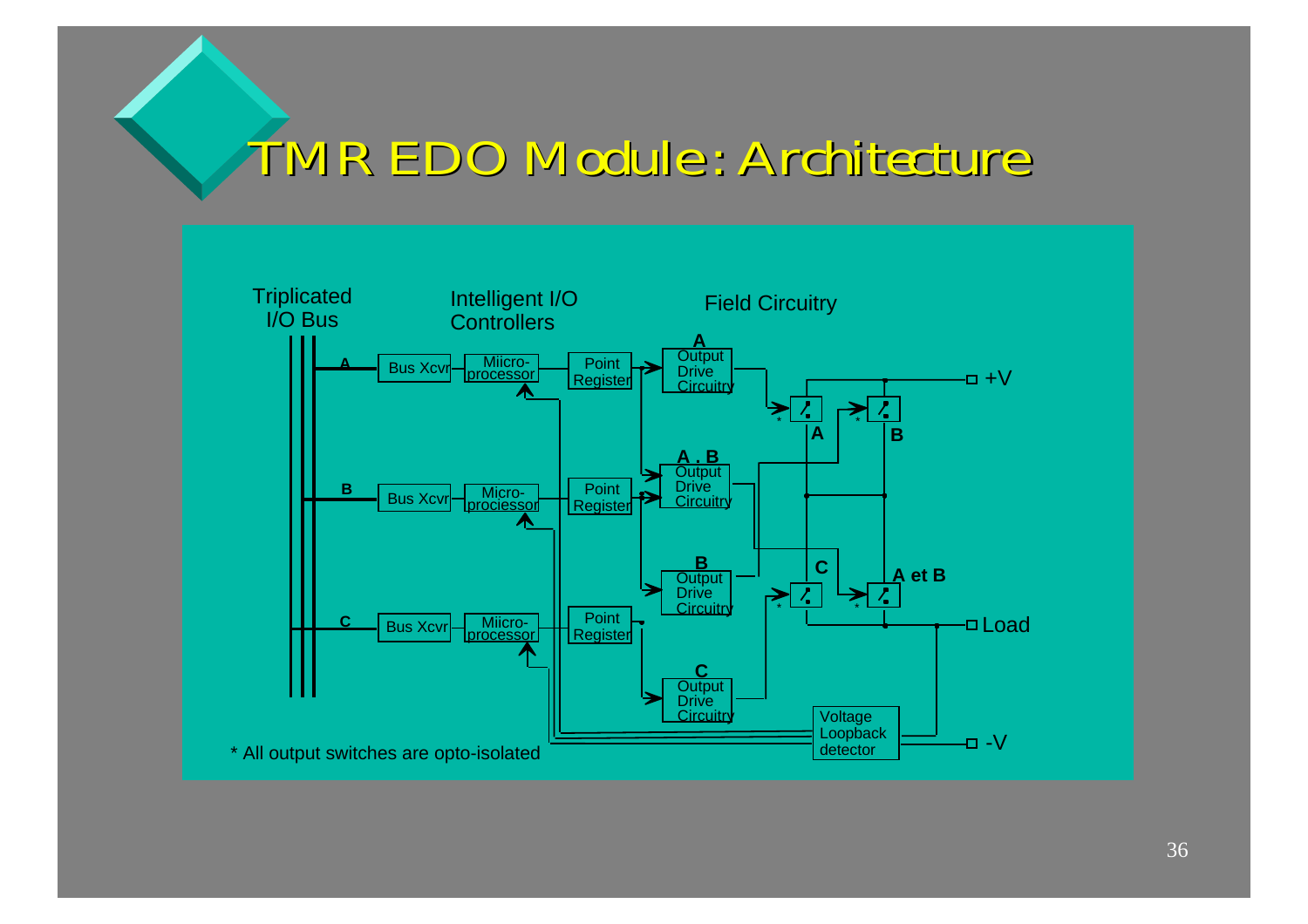# TMR EDO Module: Architecture

Triplicated I/O Bus

Intelligent I/O Controllers

Field Circuitry

A — Bus Xcvr — Miicro-processor — Point Register — A Output Drive Circuitry

B — Bus Xcvr — Micro-prociessor — Point Register — A . B Output Drive Circuitry

B Output Drive Circuitry

C — Bus Xcvr — Miicro-processor — Point Register — C Output Drive Circuitry

Switches: A, B, C, A et B

+V

Load

-V

Voltage Loopback detector

* All output switches are opto-isolated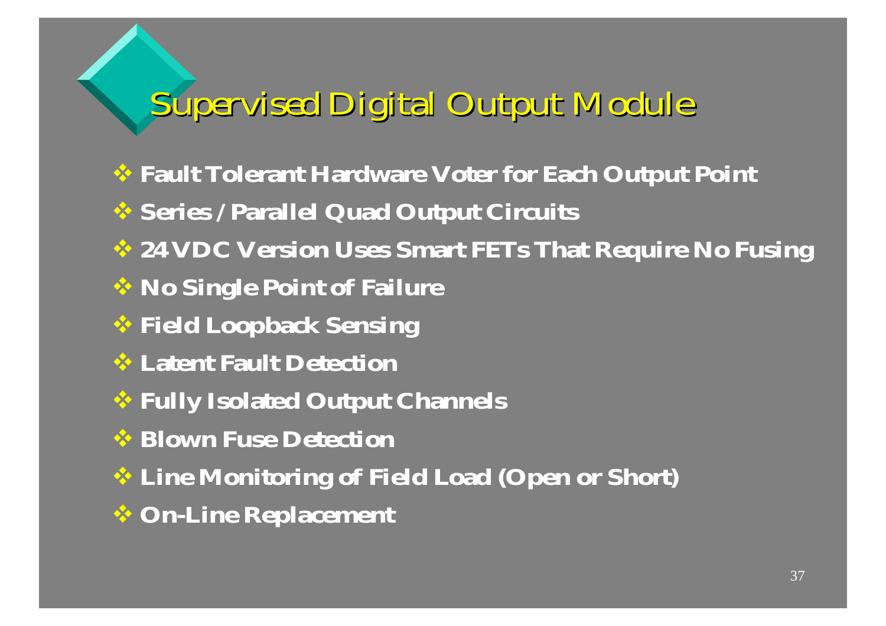# Supervised Digital Output Module

- **Fault Tolerant Hardware Voter for Each Output Point**
- **Series / Parallel Quad Output Circuits**
- **24 VDC Version Uses Smart FETs That Require No Fusing**
- **No Single Point of Failure**
- **Field Loopback Sensing**
- **Latent Fault Detection**
- **Fully Isolated Output Channels**
- **Blown Fuse Detection**
- **Line Monitoring of Field Load (Open or Short)**
- **On-Line Replacement**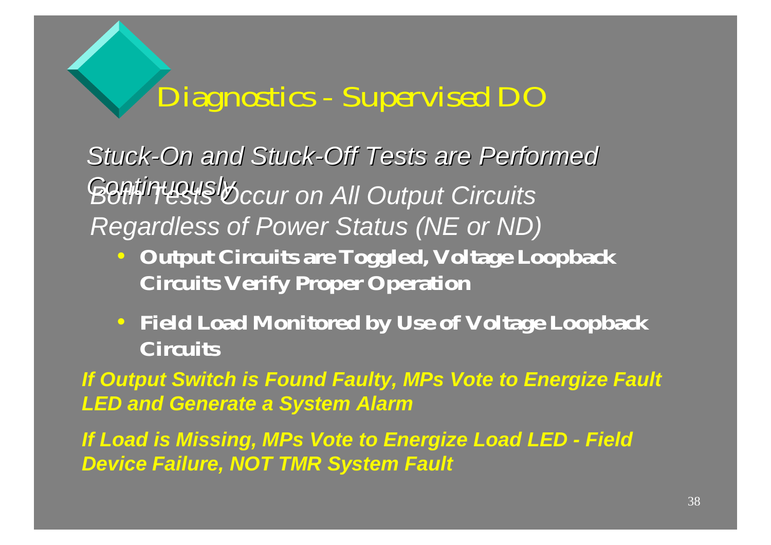# Diagnostics - Supervised DO

*Stuck-On and Stuck-Off Tests are Performed Continuously*

*Both Tests Occur on All Output Circuits Regardless of Power Status (NE or ND)*

- **Output Circuits are Toggled, Voltage Loopback Circuits Verify Proper Operation**
- **Field Load Monitored by Use of Voltage Loopback Circuits**

***If Output Switch is Found Faulty, MPs Vote to Energize Fault LED and Generate a System Alarm***

***If Load is Missing, MPs Vote to Energize Load LED - Field Device Failure, NOT TMR System Fault***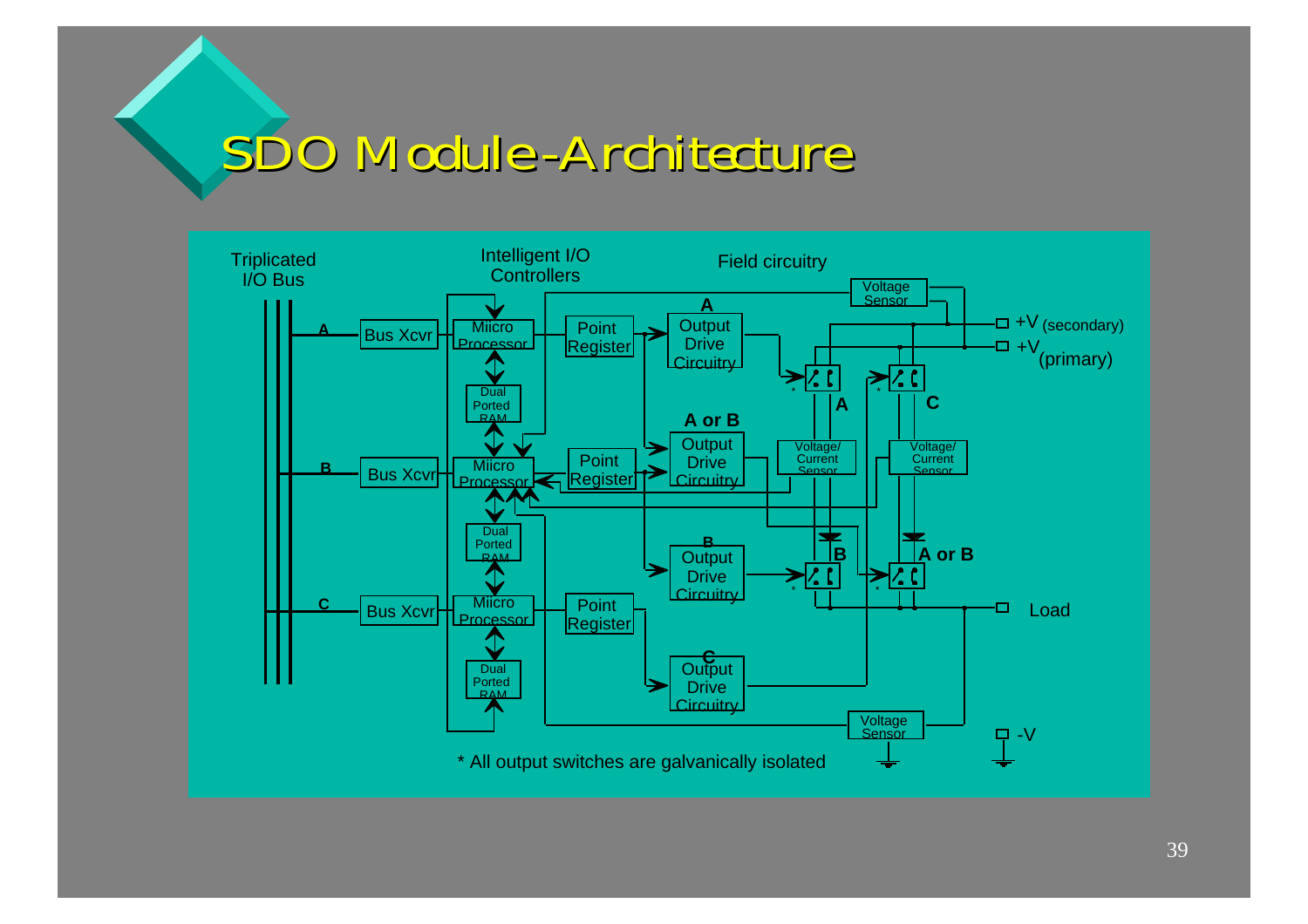# SDO Module-Architecture

Triplicated I/O Bus

Intelligent I/O Controllers

Field circuitry

A — Bus Xcvr — Miicro Processor — Point Register — A Output Drive Circuitry

Dual Ported RAM

B — Bus Xcvr — Miicro Processor — Point Register — A or B Output Drive Circuitry

Dual Ported RAM

B Output Drive Circuitry

C — Bus Xcvr — Miicro Processor — Point Register — C Output Drive Circuitry

Dual Ported RAM

Voltage Sensor

Voltage/ Current Sensor

Voltage/ Current Sensor

Voltage Sensor

A, C, B, A or B

+V (secondary)

+V (primary)

Load

-V

* All output switches are galvanically isolated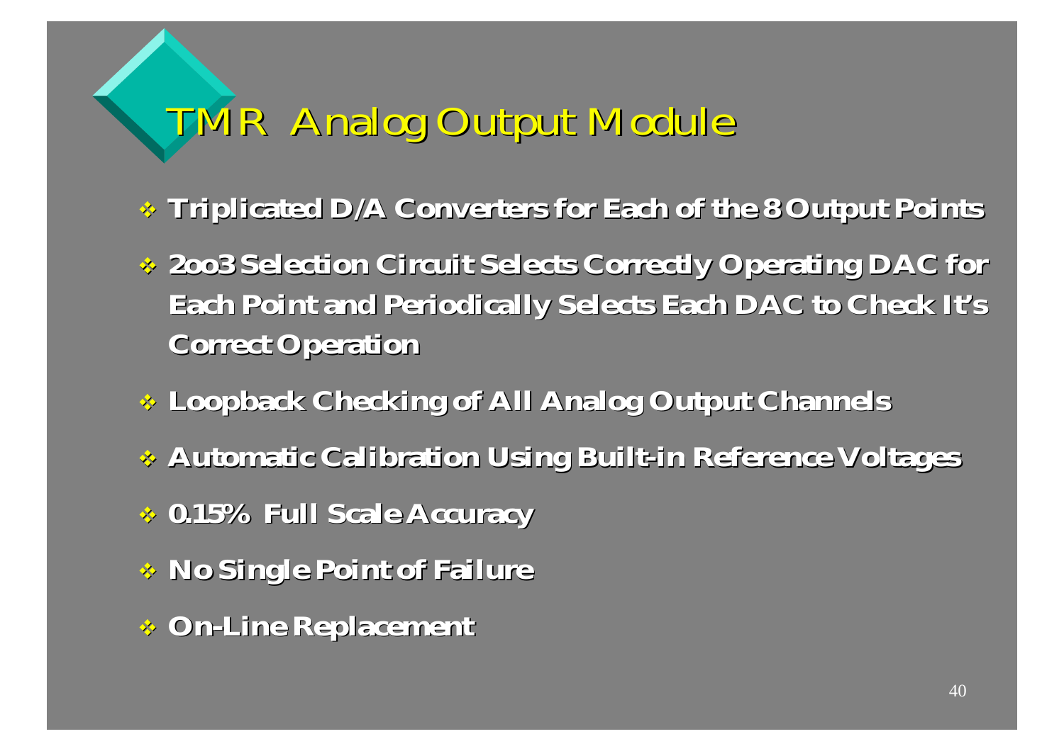# TMR Analog Output Module

- **Triplicated D/A Converters for Each of the 8 Output Points**
- **2oo3 Selection Circuit Selects Correctly Operating DAC for Each Point and Periodically Selects Each DAC to Check It's Correct Operation**
- **Loopback Checking of All Analog Output Channels**
- **Automatic Calibration Using Built-in Reference Voltages**
- **0.15% Full Scale Accuracy**
- **No Single Point of Failure**
- **On-Line Replacement**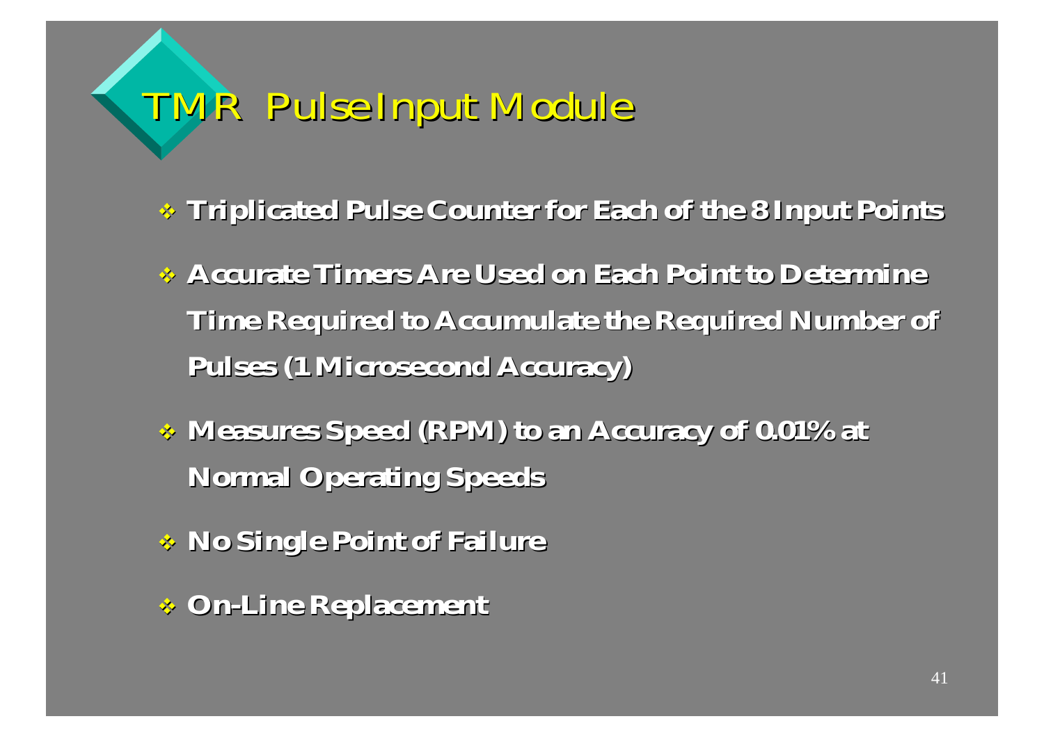# TMR Pulse Input Module

- **Triplicated Pulse Counter for Each of the 8 Input Points**
- **Accurate Timers Are Used on Each Point to Determine Time Required to Accumulate the Required Number of Pulses (1 Microsecond Accuracy)**
- **Measures Speed (RPM) to an Accuracy of 0.01% at Normal Operating Speeds**
- **No Single Point of Failure**
- **On-Line Replacement**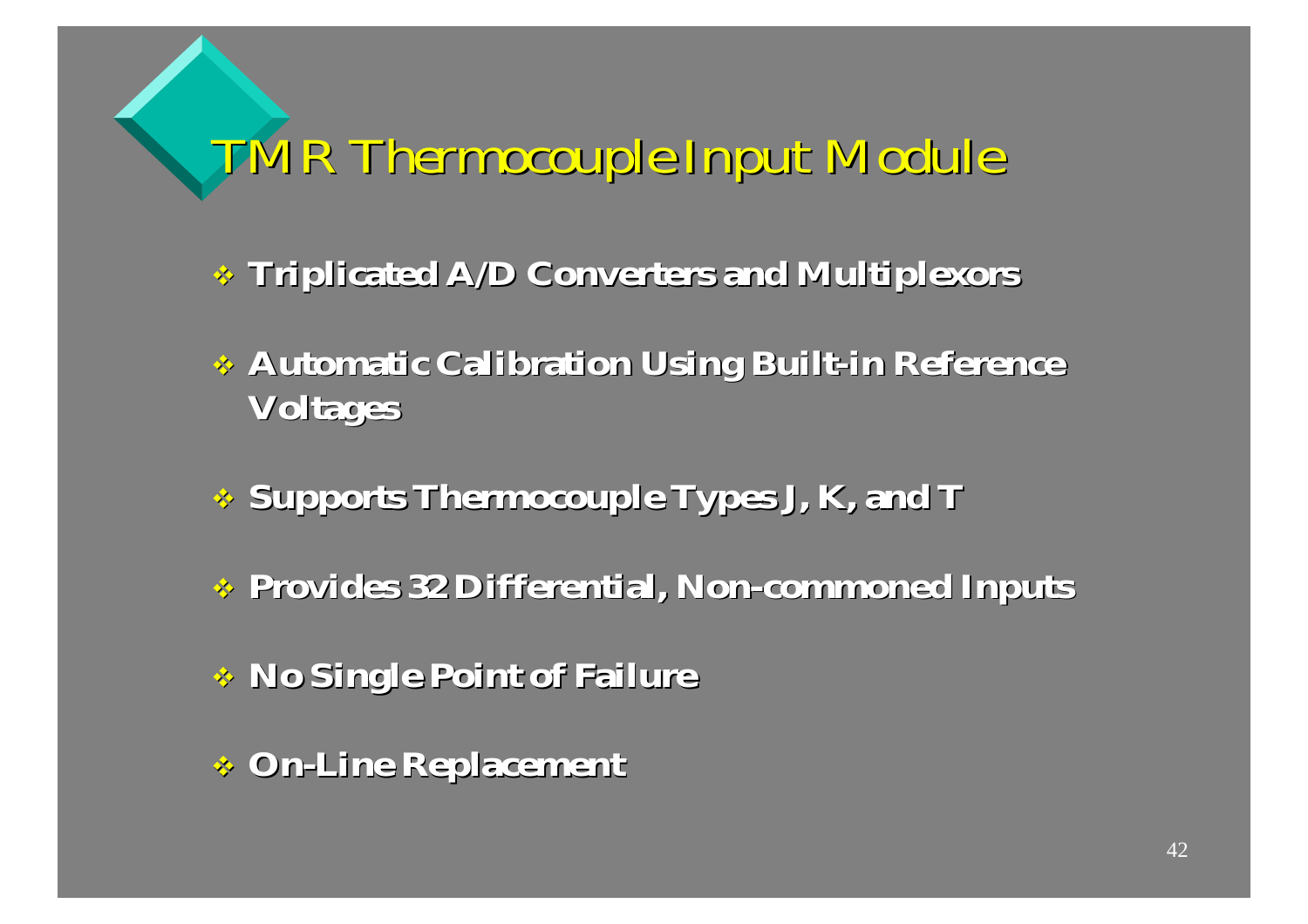# TMR Thermocouple Input Module

- **Triplicated A/D Converters and Multiplexors**
- **Automatic Calibration Using Built-in Reference Voltages**
- **Supports Thermocouple Types J, K, and T**
- **Provides 32 Differential, Non-commoned Inputs**
- **No Single Point of Failure**
- **On-Line Replacement**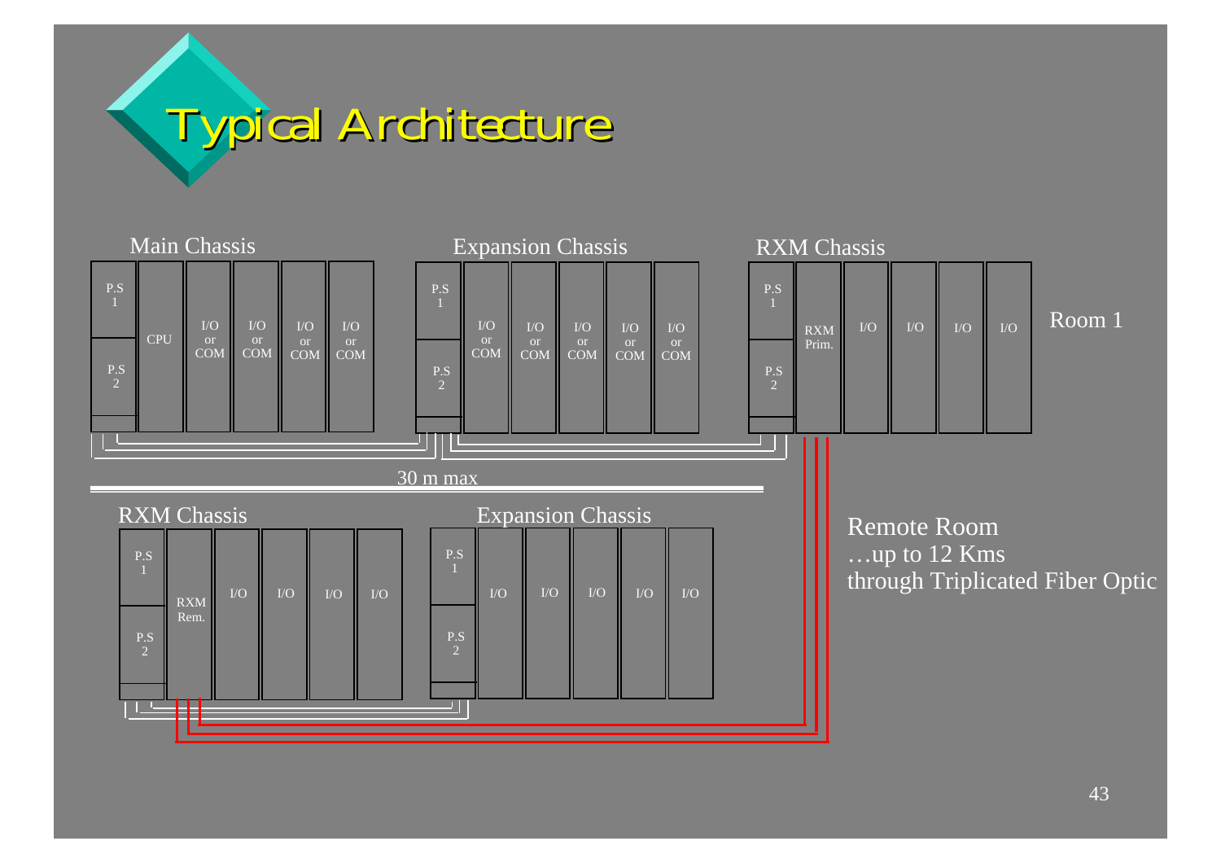# Typical Architecture

Main Chassis

| P.S 1 / P.S 2 | CPU | I/O or COM | I/O or COM | I/O or COM | I/O or COM |
|---|---|---|---|---|---|

Expansion Chassis

| P.S 1 / P.S 2 | I/O or COM | I/O or COM | I/O or COM | I/O or COM | I/O or COM |
|---|---|---|---|---|---|

RXM Chassis

| P.S 1 / P.S 2 | RXM Prim. | I/O | I/O | I/O | I/O |
|---|---|---|---|---|---|

Room 1

30 m max

RXM Chassis

| P.S 1 / P.S 2 | RXM Rem. | I/O | I/O | I/O | I/O |
|---|---|---|---|---|---|

Expansion Chassis

| P.S 1 / P.S 2 | I/O | I/O | I/O | I/O | I/O |
|---|---|---|---|---|---|

Remote Room
…up to 12 Kms
through Triplicated Fiber Optic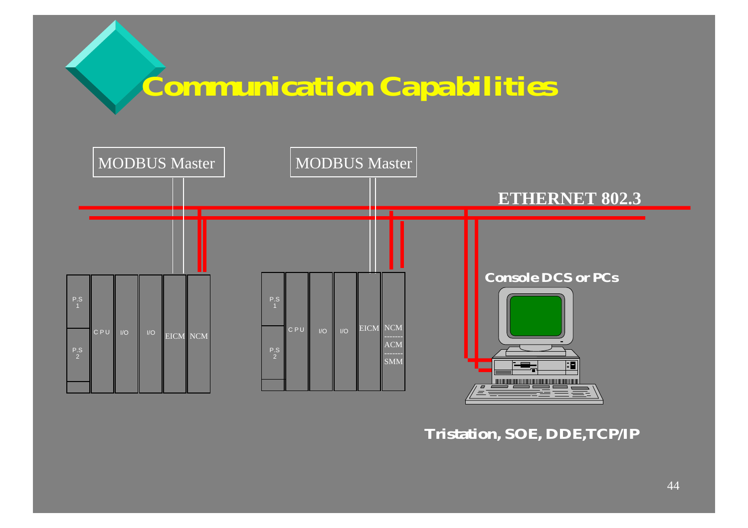# Communication Capabilities

MODBUS Master

MODBUS Master

ETHERNET 802.3

P.S 1

P.S 2

CPU

I/O

I/O

EICM

NCM

P.S 1

P.S 2

CPU

I/O

I/O

EICM

NCM
-------
ACM
-------
SMM

Console DCS or PCs

**Tristation, SOE, DDE,TCP/IP**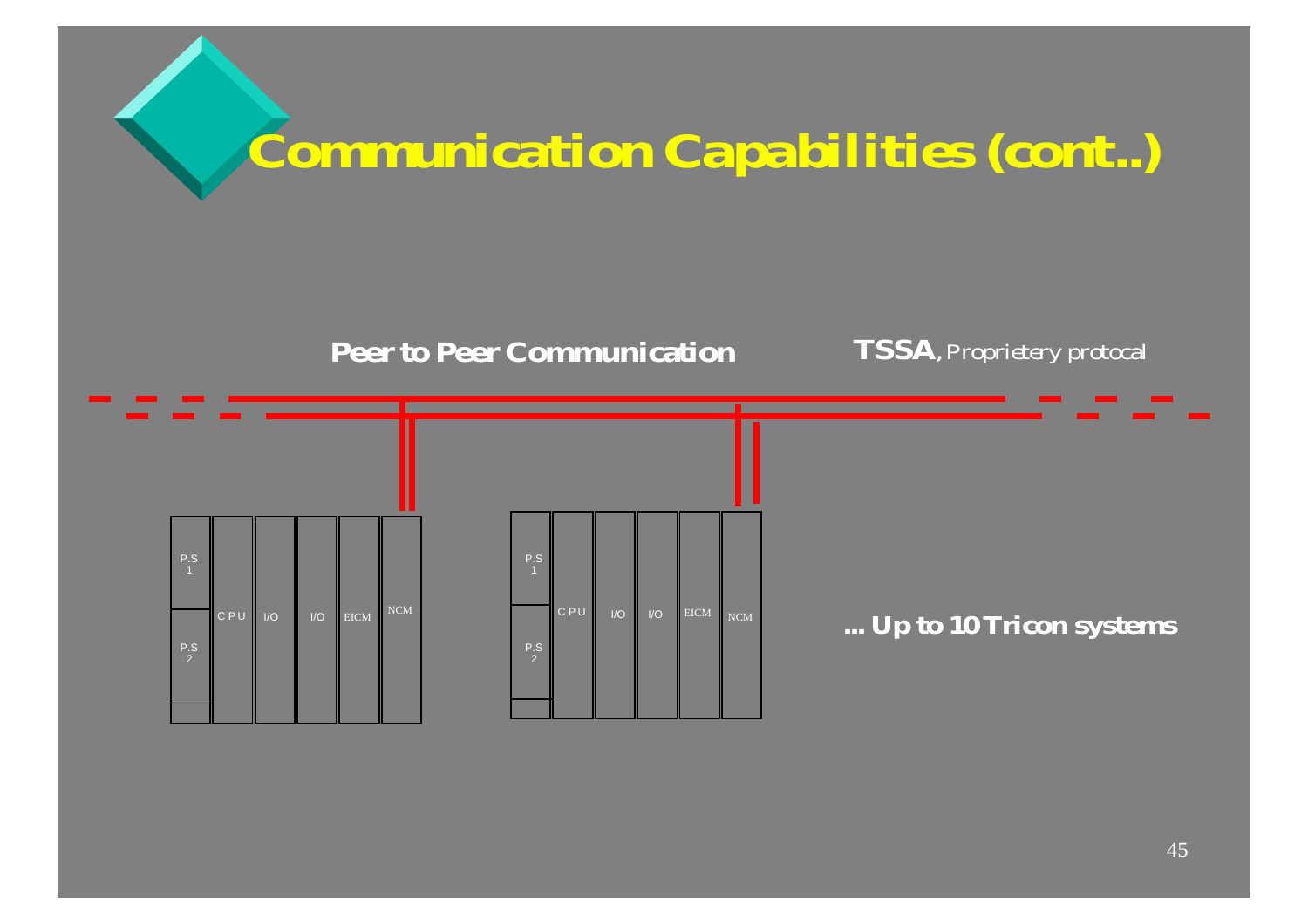# Communication Capabilities (cont..)

**Peer to Peer Communication**

**TSSA**, *Proprietery protocal*

P.S 1

P.S 2

CPU

I/O

I/O

EICM

NCM

P.S 1

P.S 2

CPU

I/O

I/O

EICM

NCM

**... Up to 10 Tricon systems**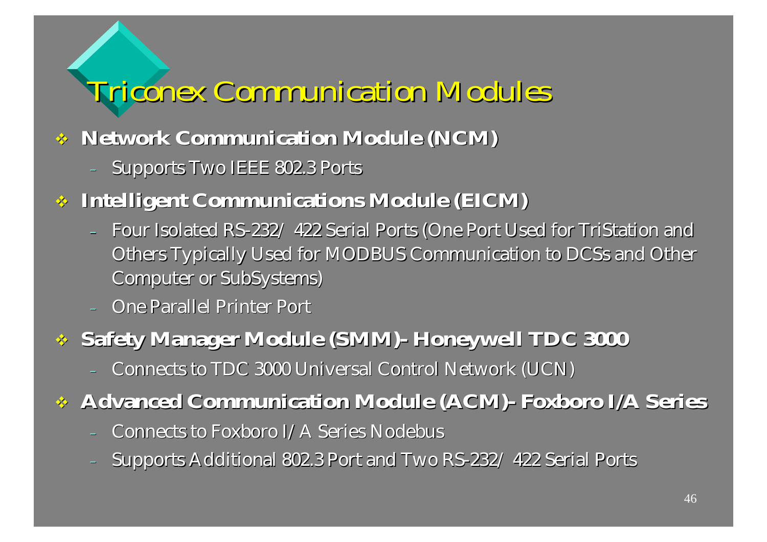# Triconex Communication Modules

- **Network Communication Module (NCM)**
  - Supports Two IEEE 802.3 Ports
- **Intelligent Communications Module (EICM)**
  - Four Isolated RS-232/ 422 Serial Ports (One Port Used for TriStation and Others Typically Used for MODBUS Communication to DCSs and Other Computer or SubSystems)
  - One Parallel Printer Port
- **Safety Manager Module (SMM)- Honeywell TDC 3000**
  - Connects to TDC 3000 Universal Control Network (UCN)
- **Advanced Communication Module (ACM)- Foxboro I/A Series**
  - Connects to Foxboro I/A Series Nodebus
  - Supports Additional 802.3 Port and Two RS-232/ 422 Serial Ports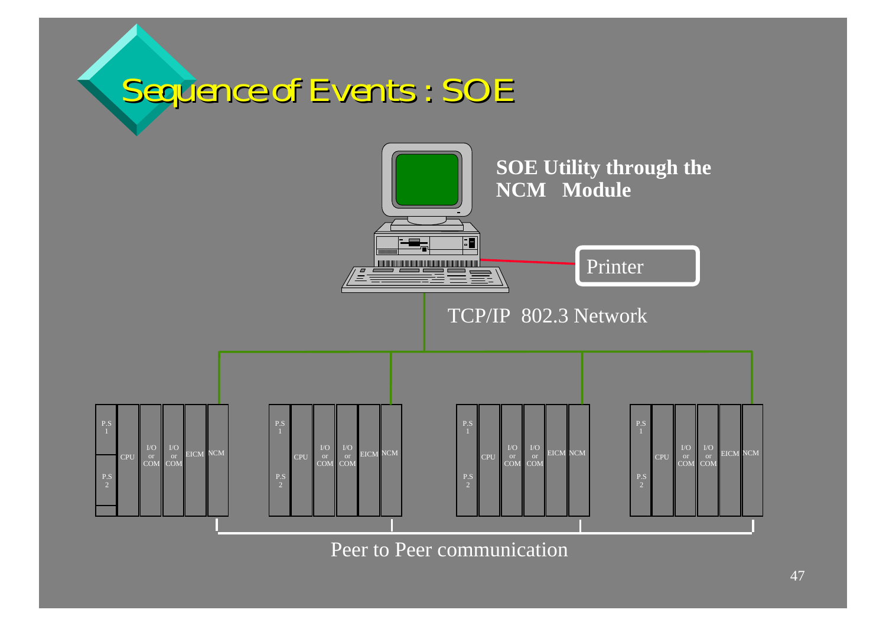# Sequence of Events : SOE

**SOE Utility through the NCM Module**

Printer

TCP/IP 802.3 Network

| P.S 1 / P.S 2 | CPU | I/O or COM | I/O or COM | EICM | NCM |
|---|---|---|---|---|---|

| P.S 1 / P.S 2 | CPU | I/O or COM | I/O or COM | EICM | NCM |
|---|---|---|---|---|---|

| P.S 1 / P.S 2 | CPU | I/O or COM | I/O or COM | EICM | NCM |
|---|---|---|---|---|---|

| P.S 1 / P.S 2 | CPU | I/O or COM | I/O or COM | EICM | NCM |
|---|---|---|---|---|---|

Peer to Peer communication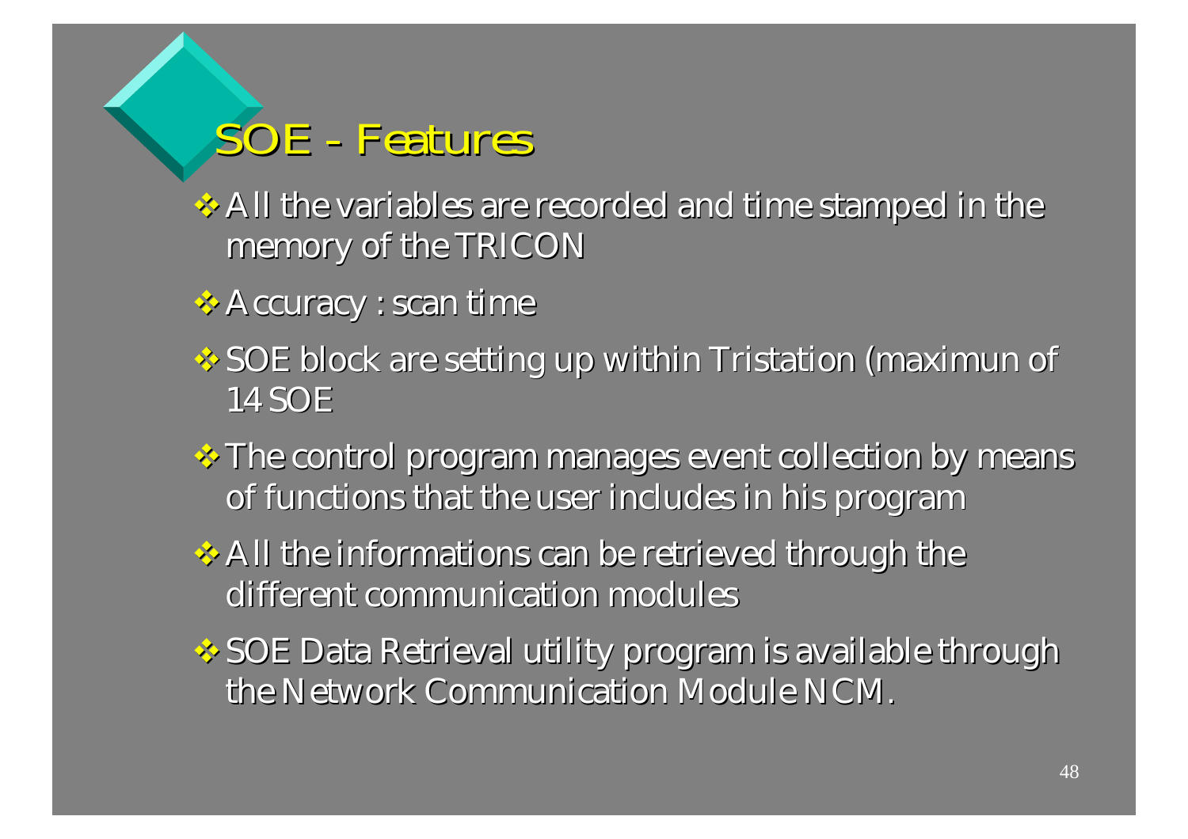# SOE - Features

- All the variables are recorded and time stamped in the memory of the TRICON
- Accuracy : scan time
- SOE block are setting up within Tristation (maximun of 14 SOE
- The control program manages event collection by means of functions that the user includes in his program
- All the informations can be retrieved through the different communication modules
- SOE Data Retrieval utility program is available through the Network Communication Module NCM.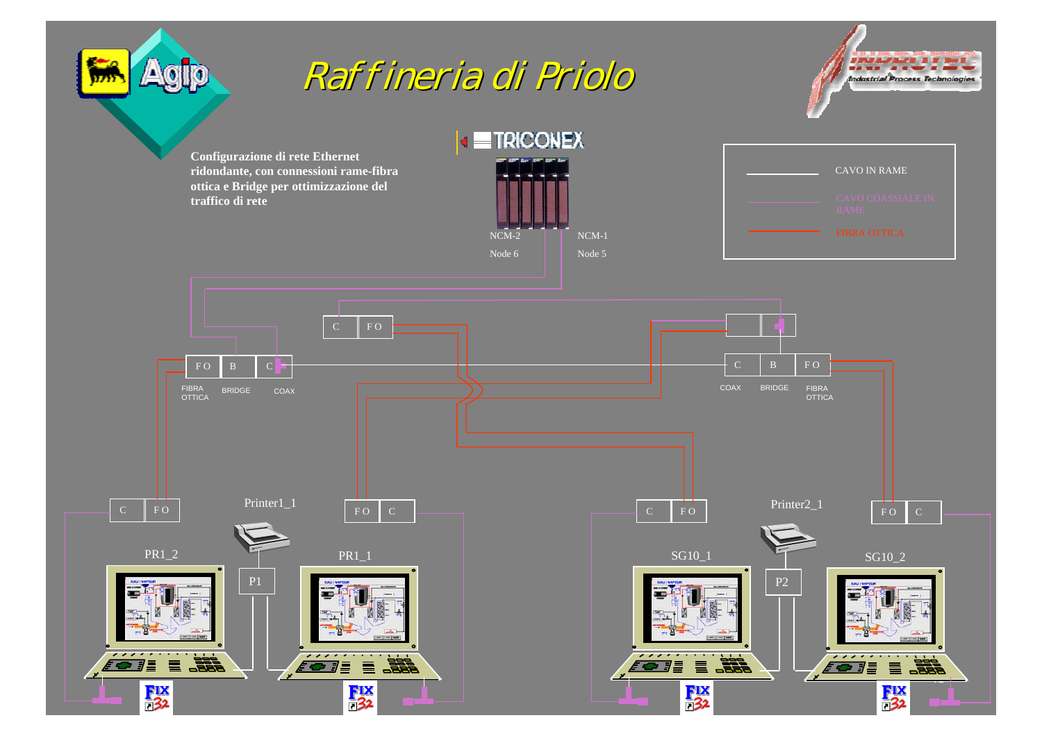# Raffineria di Priolo

**Configurazione di rete Ethernet ridondante, con connessioni rame-fibra ottica e Bridge per ottimizzazione del traffico di rete**

TRICONEX

NCM-2
Node 6

NCM-1
Node 5

CAVO IN RAME

CAVO COASSIALE IN RAME

FIBRA OTTICA

FO B C

FIBRA OTTICA BRIDGE COAX

C FO

C B FO

COAX BRIDGE FIBRA OTTICA

C FO

Printer1_1

FO C

C FO

Printer2_1

FO C

PR1_2

P1

PR1_1

SG10_1

P2

SG10_2